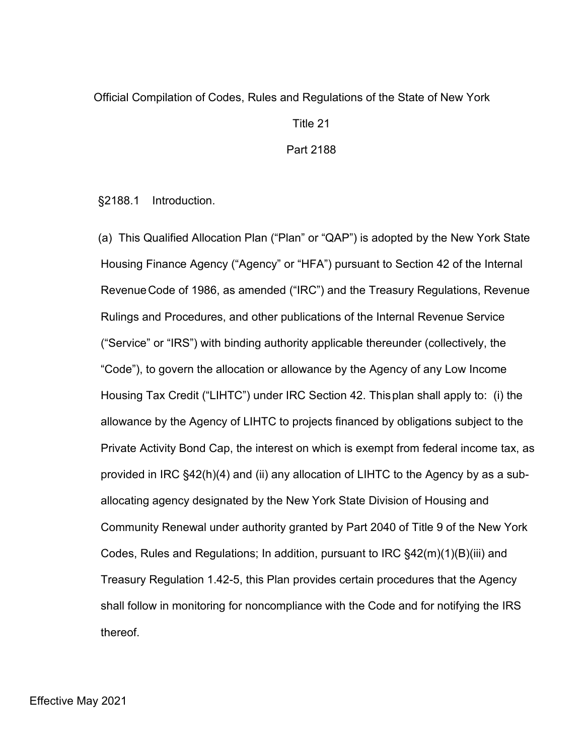Official Compilation of Codes, Rules and Regulations of the State of New York

Title 21

Part 2188

§2188.1 Introduction.

(a) This Qualified Allocation Plan ("Plan" or "QAP") is adopted by the New York State Housing Finance Agency ("Agency" or "HFA") pursuant to Section 42 of the Internal Revenue Code of 1986, as amended ("IRC") and the Treasury Regulations, Revenue Rulings and Procedures, and other publications of the Internal Revenue Service ("Service" or "IRS") with binding authority applicable thereunder (collectively, the "Code"), to govern the allocation or allowance by the Agency of any Low Income Housing Tax Credit ("LIHTC") under IRC Section 42. This plan shall apply to: (i) the allowance by the Agency of LIHTC to projects financed by obligations subject to the Private Activity Bond Cap, the interest on which is exempt from federal income tax, as provided in IRC §42(h)(4) and (ii) any allocation of LIHTC to the Agency by as a sub-allocating agency designated by the New York State Division of Housing and Community Renewal under authority granted by Part 2040 of Title 9 of the New York Codes, Rules and Regulations; In addition, pursuant to IRC §42(m)(1)(B)(iii) and Treasury Regulation 1.42-5, this Plan provides certain procedures that the Agency shall follow in monitoring for noncompliance with the Code and for notifying the IRS thereof.

Effective May 2021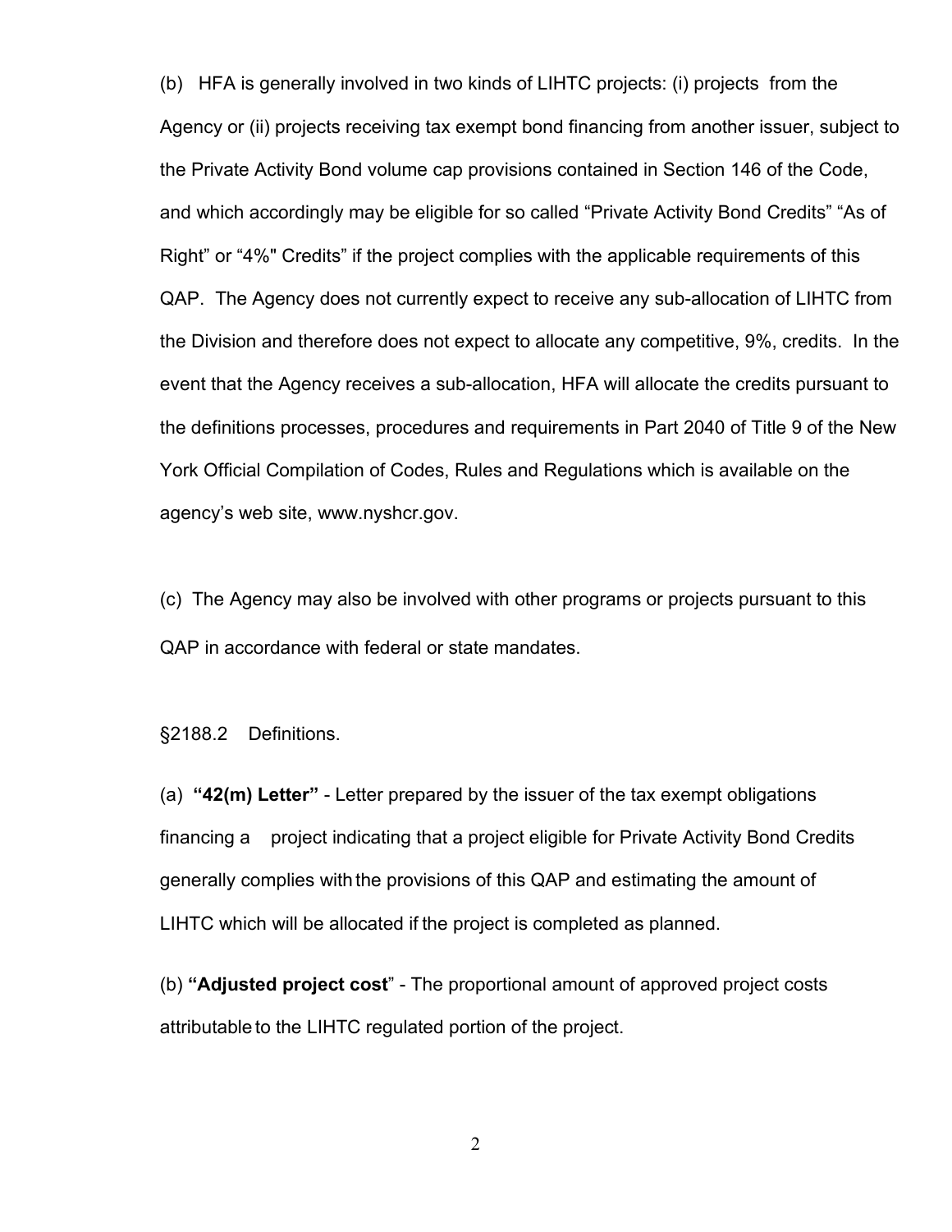(b) HFA is generally involved in two kinds of LIHTC projects: (i) projects from the Agency or (ii) projects receiving tax exempt bond financing from another issuer, subject to the Private Activity Bond volume cap provisions contained in Section 146 of the Code, and which accordingly may be eligible for so called “Private Activity Bond Credits” “As of Right” or “4%" Credits” if the project complies with the applicable requirements of this QAP. The Agency does not currently expect to receive any sub-allocation of LIHTC from the Division and therefore does not expect to allocate any competitive, 9%, credits. In the event that the Agency receives a sub-allocation, HFA will allocate the credits pursuant to the definitions processes, procedures and requirements in Part 2040 of Title 9 of the New York Official Compilation of Codes, Rules and Regulations which is available on the agency’s web site, www.nyshcr.gov.

(c) The Agency may also be involved with other programs or projects pursuant to this QAP in accordance with federal or state mandates.

§2188.2 Definitions.

(a) **“42(m) Letter”** - Letter prepared by the issuer of the tax exempt obligations financing a project indicating that a project eligible for Private Activity Bond Credits generally complies with the provisions of this QAP and estimating the amount of LIHTC which will be allocated if the project is completed as planned.

(b) **“Adjusted project cost**” - The proportional amount of approved project costs attributable to the LIHTC regulated portion of the project.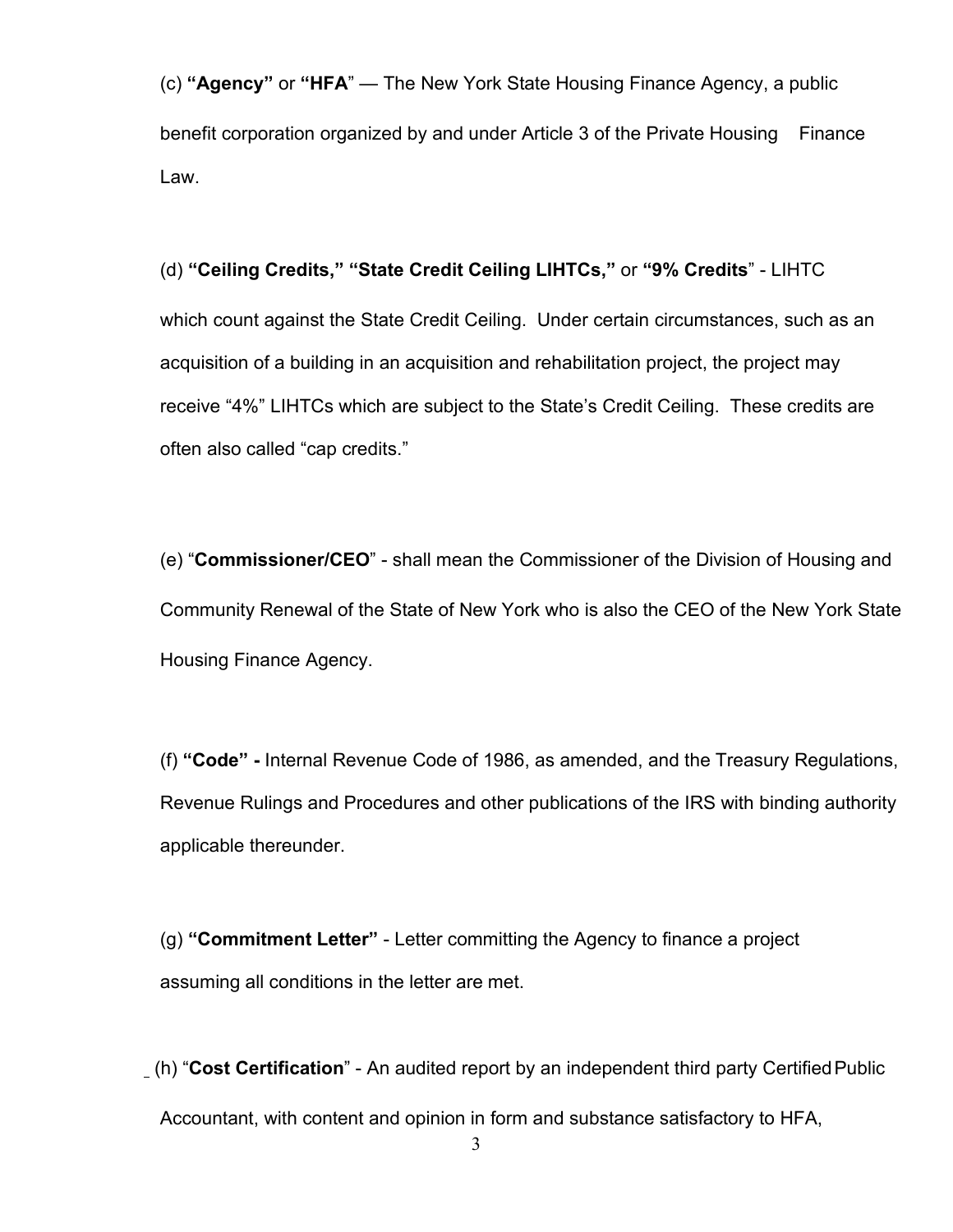(c) **"Agency"** or **"HFA"** — The New York State Housing Finance Agency, a public benefit corporation organized by and under Article 3 of the Private Housing Finance Law.

(d) **"Ceiling Credits," "State Credit Ceiling LIHTCs,"** or **"9% Credits"** - LIHTC which count against the State Credit Ceiling. Under certain circumstances, such as an acquisition of a building in an acquisition and rehabilitation project, the project may receive "4%" LIHTCs which are subject to the State's Credit Ceiling. These credits are often also called "cap credits."

(e) "**Commissioner/CEO**" - shall mean the Commissioner of the Division of Housing and Community Renewal of the State of New York who is also the CEO of the New York State Housing Finance Agency.

(f) **"Code" -** Internal Revenue Code of 1986, as amended, and the Treasury Regulations, Revenue Rulings and Procedures and other publications of the IRS with binding authority applicable thereunder.

(g) **"Commitment Letter"** - Letter committing the Agency to finance a project assuming all conditions in the letter are met.

(h) "**Cost Certification**" - An audited report by an independent third party Certified Public Accountant, with content and opinion in form and substance satisfactory to HFA,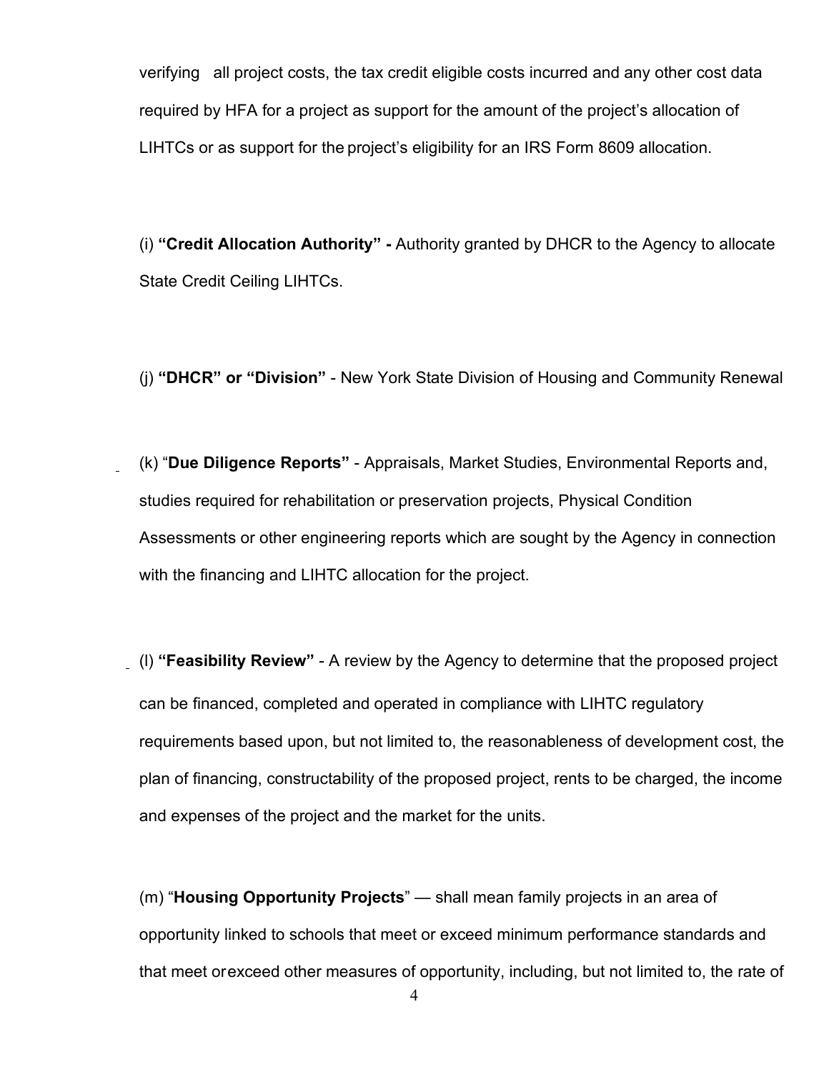verifying all project costs, the tax credit eligible costs incurred and any other cost data required by HFA for a project as support for the amount of the project's allocation of LIHTCs or as support for the project's eligibility for an IRS Form 8609 allocation.

(i) **"Credit Allocation Authority" -** Authority granted by DHCR to the Agency to allocate State Credit Ceiling LIHTCs.

(j) **"DHCR" or "Division"** - New York State Division of Housing and Community Renewal

(k) "**Due Diligence Reports"** - Appraisals, Market Studies, Environmental Reports and, studies required for rehabilitation or preservation projects, Physical Condition Assessments or other engineering reports which are sought by the Agency in connection with the financing and LIHTC allocation for the project.

(l) **"Feasibility Review"** - A review by the Agency to determine that the proposed project can be financed, completed and operated in compliance with LIHTC regulatory requirements based upon, but not limited to, the reasonableness of development cost, the plan of financing, constructability of the proposed project, rents to be charged, the income and expenses of the project and the market for the units.

(m) "**Housing Opportunity Projects**" — shall mean family projects in an area of opportunity linked to schools that meet or exceed minimum performance standards and that meet orexceed other measures of opportunity, including, but not limited to, the rate of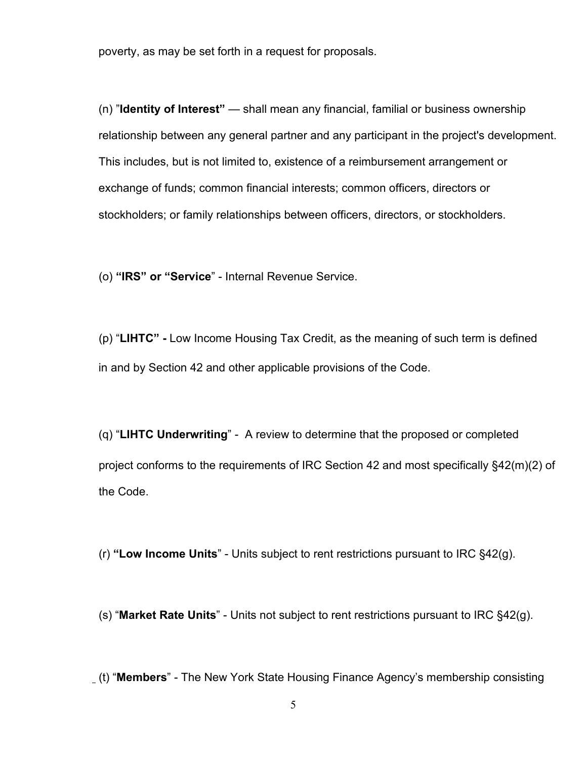poverty, as may be set forth in a request for proposals.

(n) "**Identity of Interest"** — shall mean any financial, familial or business ownership relationship between any general partner and any participant in the project's development. This includes, but is not limited to, existence of a reimbursement arrangement or exchange of funds; common financial interests; common officers, directors or stockholders; or family relationships between officers, directors, or stockholders.

(o) **"IRS" or "Service**" - Internal Revenue Service.

(p) "**LIHTC" -** Low Income Housing Tax Credit, as the meaning of such term is defined in and by Section 42 and other applicable provisions of the Code.

(q) "**LIHTC Underwriting**" - A review to determine that the proposed or completed project conforms to the requirements of IRC Section 42 and most specifically §42(m)(2) of the Code.

(r) **"Low Income Units**" - Units subject to rent restrictions pursuant to IRC §42(g).

(s) "**Market Rate Units**" - Units not subject to rent restrictions pursuant to IRC §42(g).

(t) "**Members**" - The New York State Housing Finance Agency's membership consisting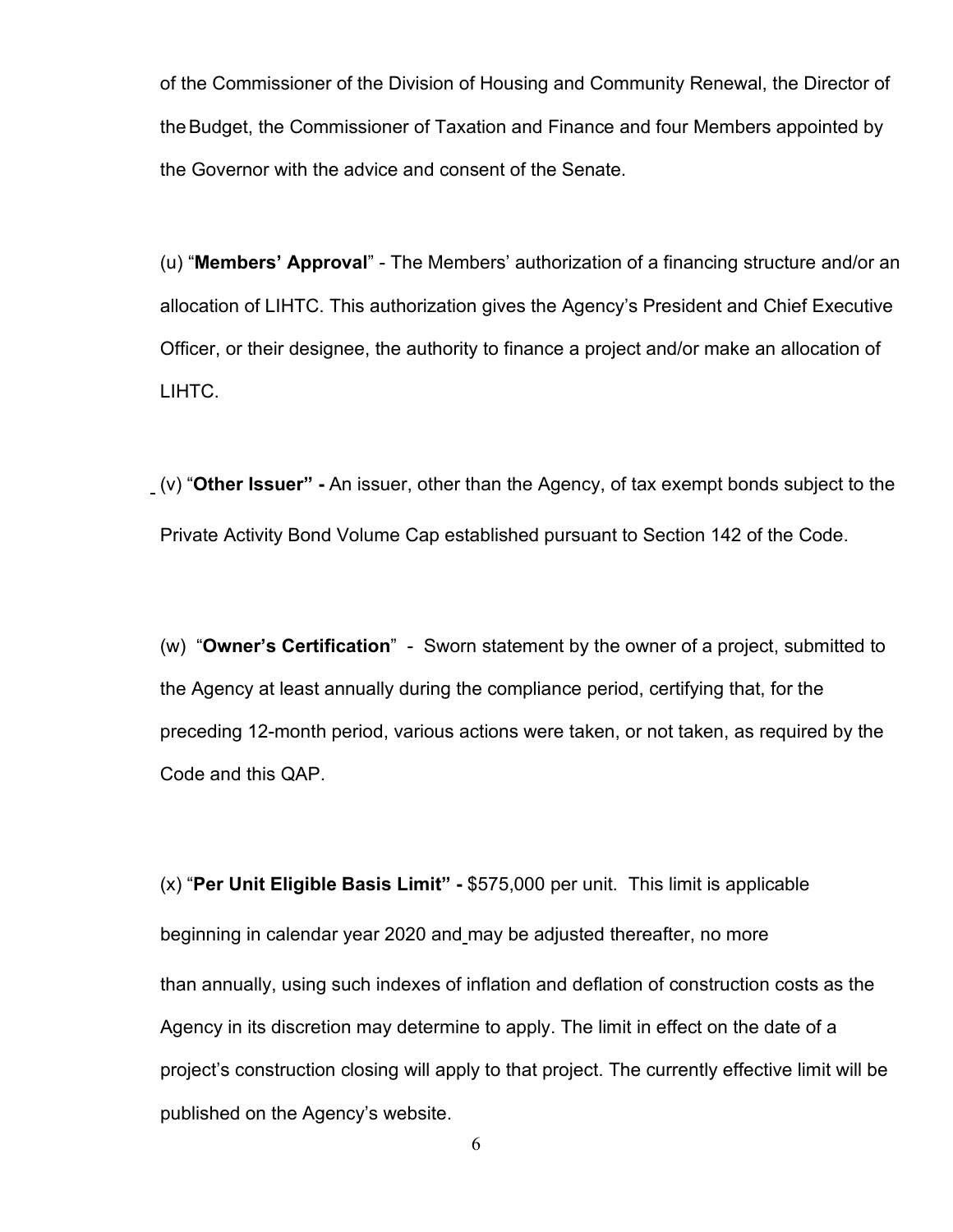of the Commissioner of the Division of Housing and Community Renewal, the Director of the Budget, the Commissioner of Taxation and Finance and four Members appointed by the Governor with the advice and consent of the Senate.

(u) "**Members' Approval**" - The Members' authorization of a financing structure and/or an allocation of LIHTC. This authorization gives the Agency's President and Chief Executive Officer, or their designee, the authority to finance a project and/or make an allocation of LIHTC.

(v) "**Other Issuer" -** An issuer, other than the Agency, of tax exempt bonds subject to the Private Activity Bond Volume Cap established pursuant to Section 142 of the Code.

(w) "**Owner's Certification**" - Sworn statement by the owner of a project, submitted to the Agency at least annually during the compliance period, certifying that, for the preceding 12-month period, various actions were taken, or not taken, as required by the Code and this QAP.

(x) "**Per Unit Eligible Basis Limit" -** $575,000 per unit. This limit is applicable beginning in calendar year 2020 and may be adjusted thereafter, no more than annually, using such indexes of inflation and deflation of construction costs as the Agency in its discretion may determine to apply. The limit in effect on the date of a project's construction closing will apply to that project. The currently effective limit will be published on the Agency's website.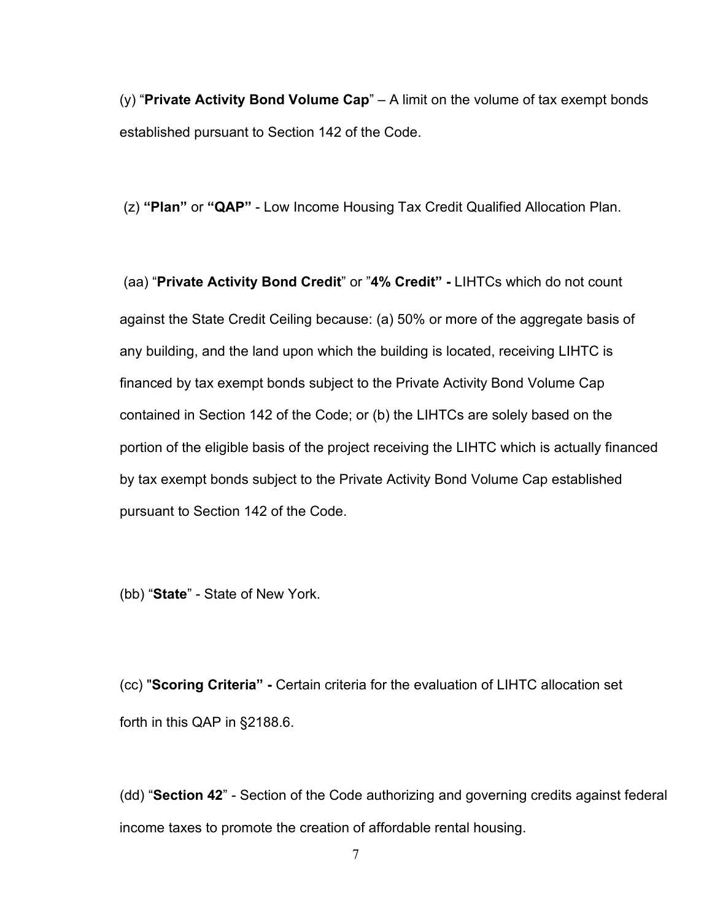(y) "**Private Activity Bond Volume Cap**" – A limit on the volume of tax exempt bonds established pursuant to Section 142 of the Code.

(z) **"Plan"** or **"QAP"** - Low Income Housing Tax Credit Qualified Allocation Plan.

(aa) "**Private Activity Bond Credit**" or "**4% Credit" -** LIHTCs which do not count against the State Credit Ceiling because: (a) 50% or more of the aggregate basis of any building, and the land upon which the building is located, receiving LIHTC is financed by tax exempt bonds subject to the Private Activity Bond Volume Cap contained in Section 142 of the Code; or (b) the LIHTCs are solely based on the portion of the eligible basis of the project receiving the LIHTC which is actually financed by tax exempt bonds subject to the Private Activity Bond Volume Cap established pursuant to Section 142 of the Code.

(bb) "**State**" - State of New York.

(cc) "**Scoring Criteria" -** Certain criteria for the evaluation of LIHTC allocation set forth in this QAP in §2188.6.

(dd) "**Section 42**" - Section of the Code authorizing and governing credits against federal income taxes to promote the creation of affordable rental housing.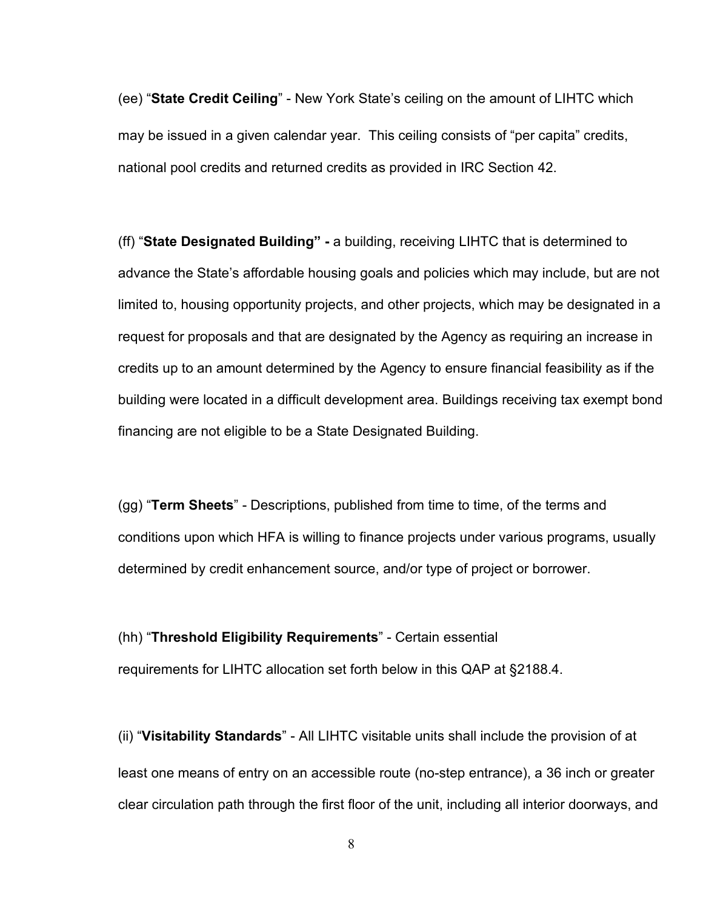(ee) “**State Credit Ceiling**” - New York State’s ceiling on the amount of LIHTC which may be issued in a given calendar year. This ceiling consists of “per capita” credits, national pool credits and returned credits as provided in IRC Section 42.

(ff) “**State Designated Building” -** a building, receiving LIHTC that is determined to advance the State’s affordable housing goals and policies which may include, but are not limited to, housing opportunity projects, and other projects, which may be designated in a request for proposals and that are designated by the Agency as requiring an increase in credits up to an amount determined by the Agency to ensure financial feasibility as if the building were located in a difficult development area. Buildings receiving tax exempt bond financing are not eligible to be a State Designated Building.

(gg) “**Term Sheets**” - Descriptions, published from time to time, of the terms and conditions upon which HFA is willing to finance projects under various programs, usually determined by credit enhancement source, and/or type of project or borrower.

(hh) “**Threshold Eligibility Requirements**” - Certain essential requirements for LIHTC allocation set forth below in this QAP at §2188.4.

(ii) “**Visitability Standards**” - All LIHTC visitable units shall include the provision of at least one means of entry on an accessible route (no-step entrance), a 36 inch or greater clear circulation path through the first floor of the unit, including all interior doorways, and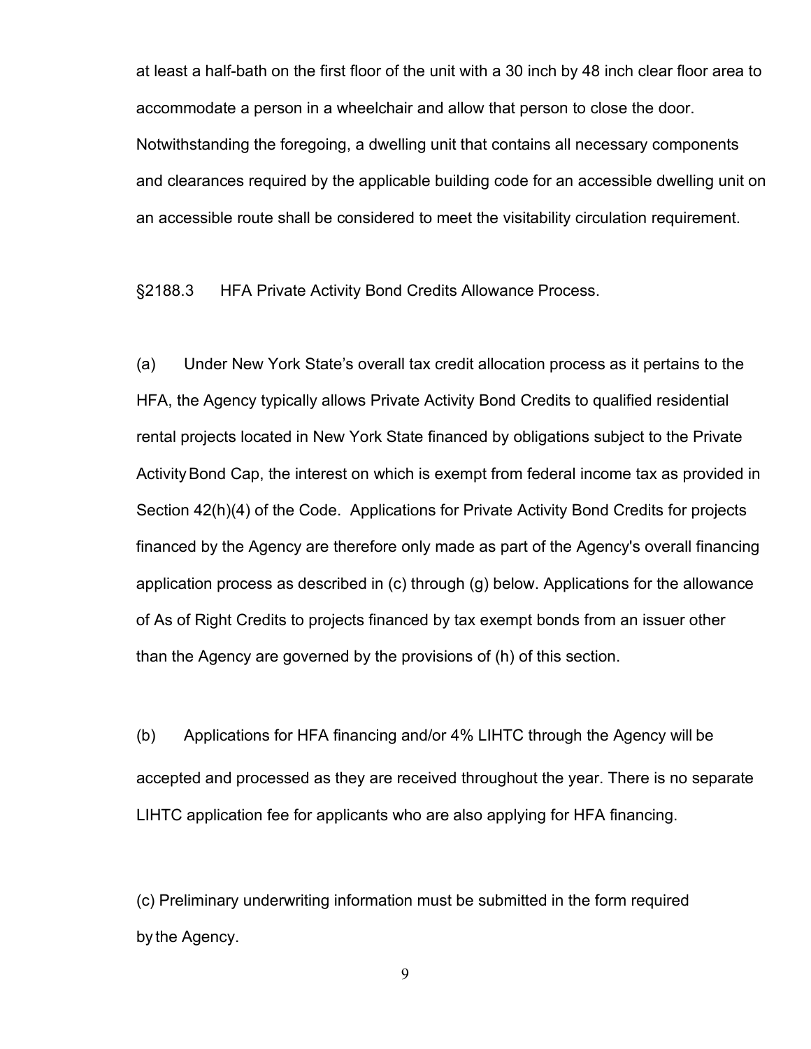at least a half-bath on the first floor of the unit with a 30 inch by 48 inch clear floor area to accommodate a person in a wheelchair and allow that person to close the door. Notwithstanding the foregoing, a dwelling unit that contains all necessary components and clearances required by the applicable building code for an accessible dwelling unit on an accessible route shall be considered to meet the visitability circulation requirement.

§2188.3 HFA Private Activity Bond Credits Allowance Process.

(a) Under New York State's overall tax credit allocation process as it pertains to the HFA, the Agency typically allows Private Activity Bond Credits to qualified residential rental projects located in New York State financed by obligations subject to the Private Activity Bond Cap, the interest on which is exempt from federal income tax as provided in Section 42(h)(4) of the Code. Applications for Private Activity Bond Credits for projects financed by the Agency are therefore only made as part of the Agency's overall financing application process as described in (c) through (g) below. Applications for the allowance of As of Right Credits to projects financed by tax exempt bonds from an issuer other than the Agency are governed by the provisions of (h) of this section.

(b) Applications for HFA financing and/or 4% LIHTC through the Agency will be accepted and processed as they are received throughout the year. There is no separate LIHTC application fee for applicants who are also applying for HFA financing.

(c) Preliminary underwriting information must be submitted in the form required by the Agency.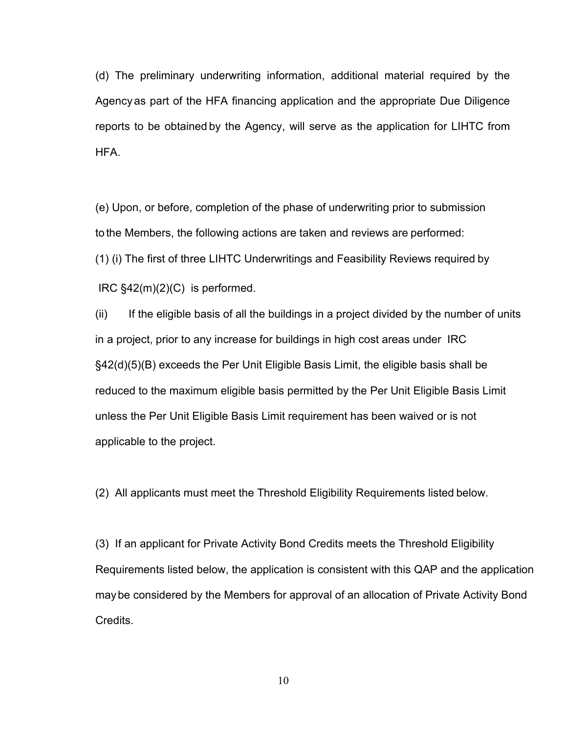(d) The preliminary underwriting information, additional material required by the Agency as part of the HFA financing application and the appropriate Due Diligence reports to be obtained by the Agency, will serve as the application for LIHTC from HFA.

(e) Upon, or before, completion of the phase of underwriting prior to submission to the Members, the following actions are taken and reviews are performed:

(1) (i) The first of three LIHTC Underwritings and Feasibility Reviews required by IRC §42(m)(2)(C) is performed.

(ii) If the eligible basis of all the buildings in a project divided by the number of units in a project, prior to any increase for buildings in high cost areas under IRC §42(d)(5)(B) exceeds the Per Unit Eligible Basis Limit, the eligible basis shall be reduced to the maximum eligible basis permitted by the Per Unit Eligible Basis Limit unless the Per Unit Eligible Basis Limit requirement has been waived or is not applicable to the project.

(2) All applicants must meet the Threshold Eligibility Requirements listed below.

(3) If an applicant for Private Activity Bond Credits meets the Threshold Eligibility Requirements listed below, the application is consistent with this QAP and the application may be considered by the Members for approval of an allocation of Private Activity Bond Credits.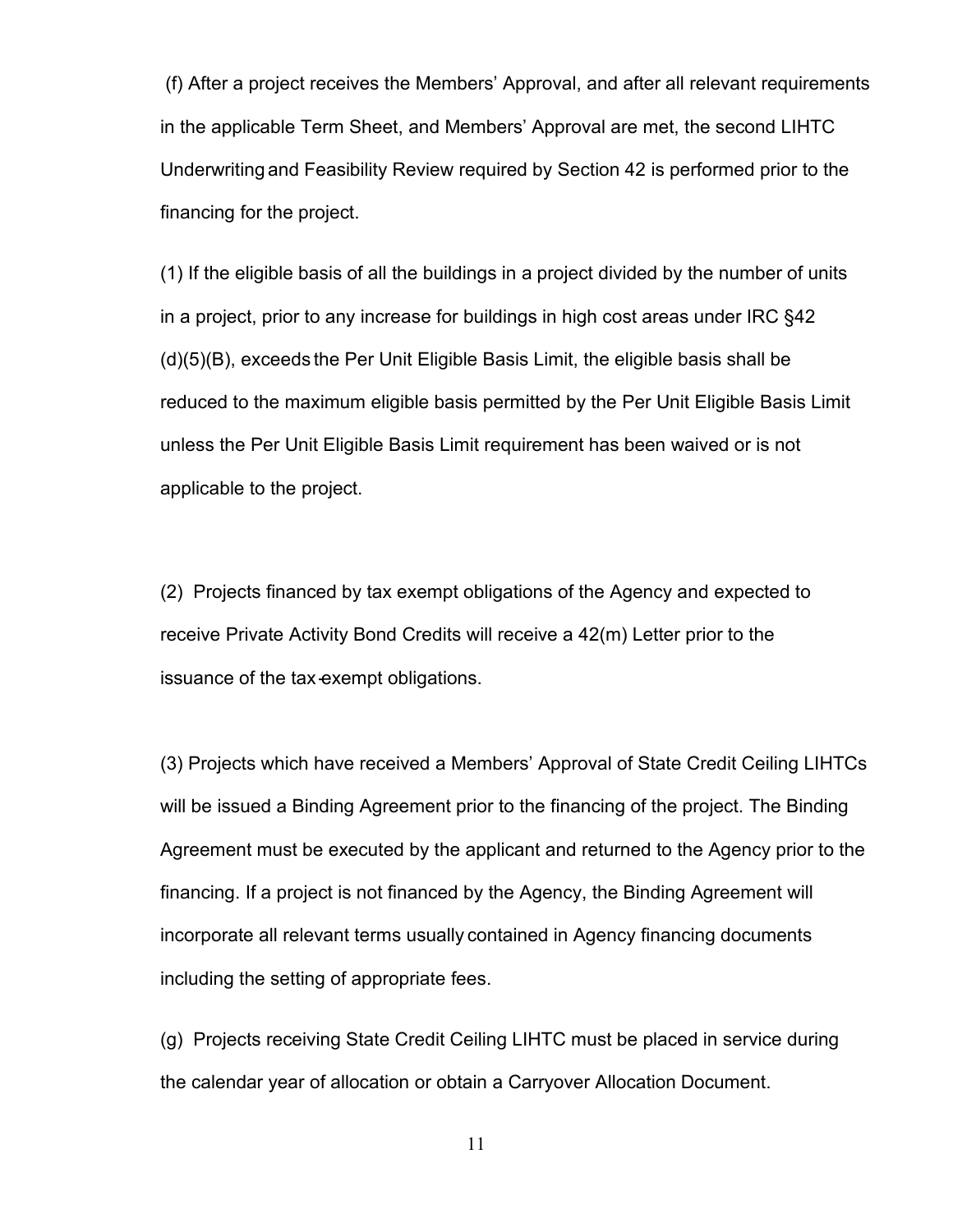(f) After a project receives the Members' Approval, and after all relevant requirements in the applicable Term Sheet, and Members' Approval are met, the second LIHTC Underwriting and Feasibility Review required by Section 42 is performed prior to the financing for the project.

(1) If the eligible basis of all the buildings in a project divided by the number of units in a project, prior to any increase for buildings in high cost areas under IRC §42 (d)(5)(B), exceeds the Per Unit Eligible Basis Limit, the eligible basis shall be reduced to the maximum eligible basis permitted by the Per Unit Eligible Basis Limit unless the Per Unit Eligible Basis Limit requirement has been waived or is not applicable to the project.

(2) Projects financed by tax exempt obligations of the Agency and expected to receive Private Activity Bond Credits will receive a 42(m) Letter prior to the issuance of the tax-exempt obligations.

(3) Projects which have received a Members' Approval of State Credit Ceiling LIHTCs will be issued a Binding Agreement prior to the financing of the project. The Binding Agreement must be executed by the applicant and returned to the Agency prior to the financing. If a project is not financed by the Agency, the Binding Agreement will incorporate all relevant terms usually contained in Agency financing documents including the setting of appropriate fees.

(g) Projects receiving State Credit Ceiling LIHTC must be placed in service during the calendar year of allocation or obtain a Carryover Allocation Document.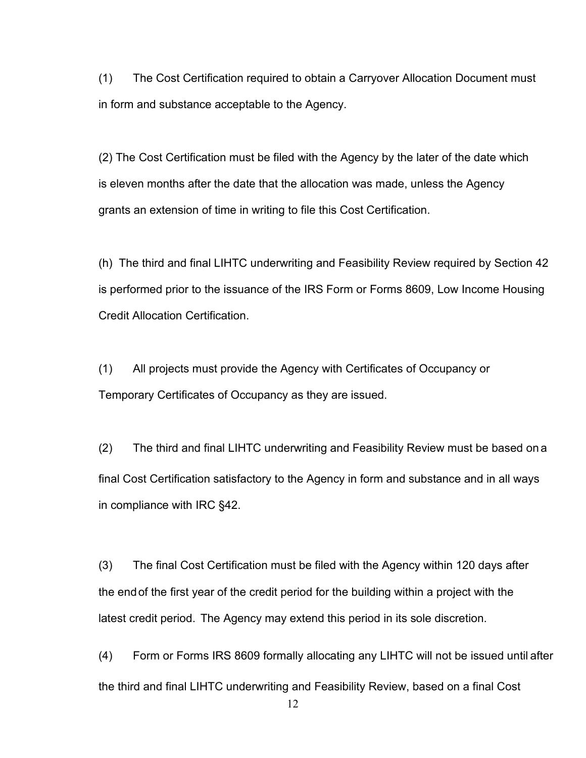(1) The Cost Certification required to obtain a Carryover Allocation Document must in form and substance acceptable to the Agency.

(2) The Cost Certification must be filed with the Agency by the later of the date which is eleven months after the date that the allocation was made, unless the Agency grants an extension of time in writing to file this Cost Certification.

(h) The third and final LIHTC underwriting and Feasibility Review required by Section 42 is performed prior to the issuance of the IRS Form or Forms 8609, Low Income Housing Credit Allocation Certification.

(1) All projects must provide the Agency with Certificates of Occupancy or Temporary Certificates of Occupancy as they are issued.

(2) The third and final LIHTC underwriting and Feasibility Review must be based on a final Cost Certification satisfactory to the Agency in form and substance and in all ways in compliance with IRC §42.

(3) The final Cost Certification must be filed with the Agency within 120 days after the end of the first year of the credit period for the building within a project with the latest credit period. The Agency may extend this period in its sole discretion.

(4) Form or Forms IRS 8609 formally allocating any LIHTC will not be issued until after the third and final LIHTC underwriting and Feasibility Review, based on a final Cost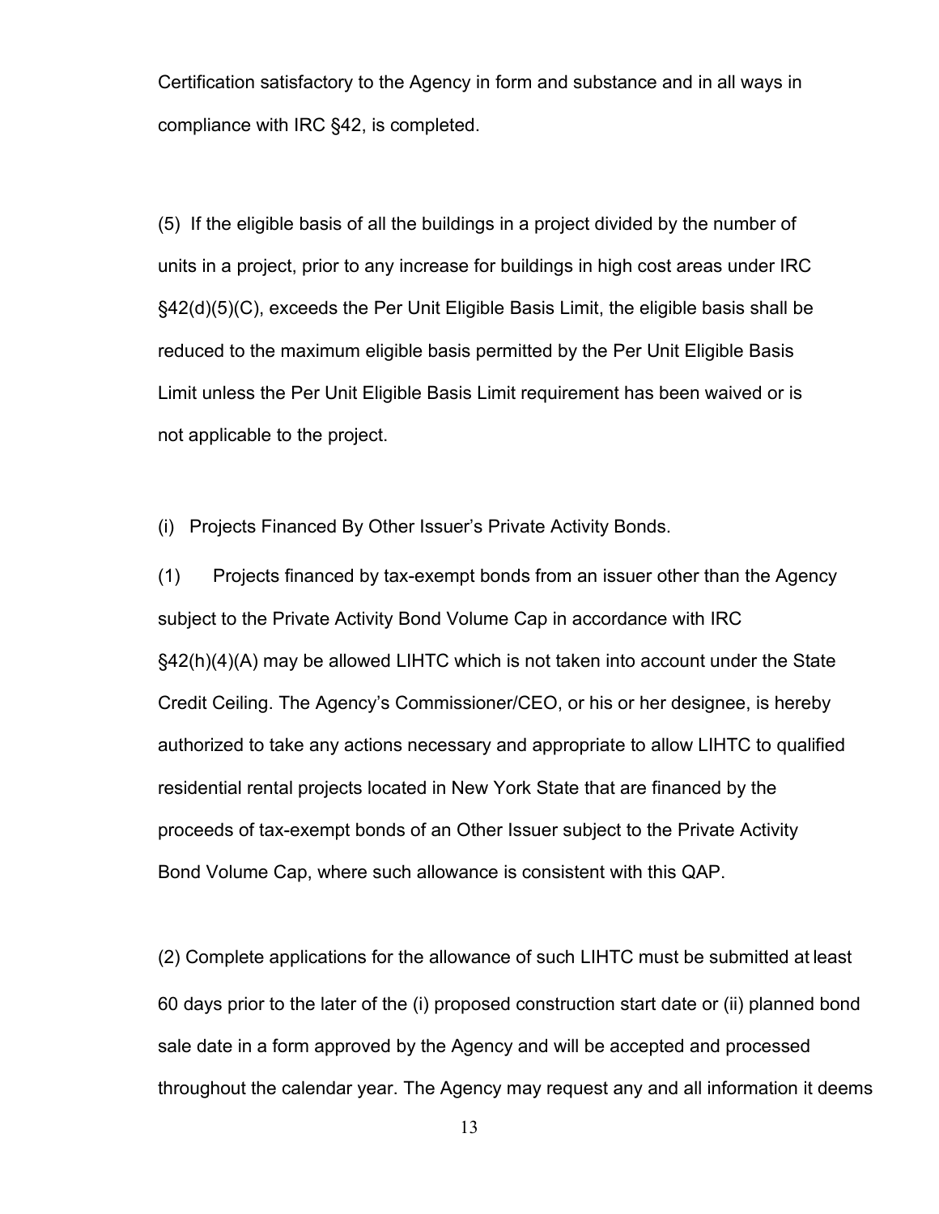Certification satisfactory to the Agency in form and substance and in all ways in compliance with IRC §42, is completed.

(5) If the eligible basis of all the buildings in a project divided by the number of units in a project, prior to any increase for buildings in high cost areas under IRC §42(d)(5)(C), exceeds the Per Unit Eligible Basis Limit, the eligible basis shall be reduced to the maximum eligible basis permitted by the Per Unit Eligible Basis Limit unless the Per Unit Eligible Basis Limit requirement has been waived or is not applicable to the project.

(i) Projects Financed By Other Issuer's Private Activity Bonds.

(1) Projects financed by tax-exempt bonds from an issuer other than the Agency subject to the Private Activity Bond Volume Cap in accordance with IRC §42(h)(4)(A) may be allowed LIHTC which is not taken into account under the State Credit Ceiling. The Agency's Commissioner/CEO, or his or her designee, is hereby authorized to take any actions necessary and appropriate to allow LIHTC to qualified residential rental projects located in New York State that are financed by the proceeds of tax-exempt bonds of an Other Issuer subject to the Private Activity Bond Volume Cap, where such allowance is consistent with this QAP.

(2) Complete applications for the allowance of such LIHTC must be submitted at least 60 days prior to the later of the (i) proposed construction start date or (ii) planned bond sale date in a form approved by the Agency and will be accepted and processed throughout the calendar year. The Agency may request any and all information it deems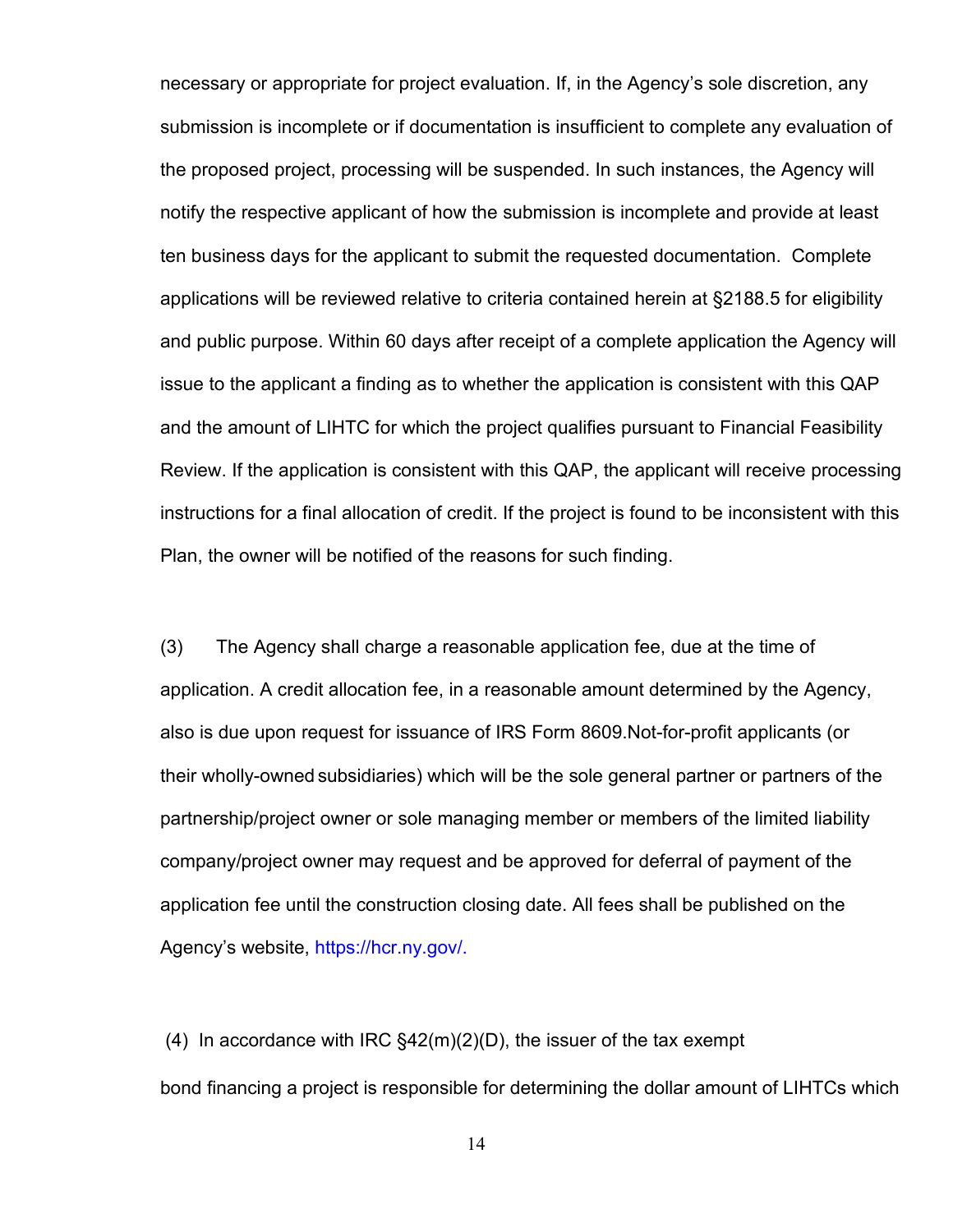necessary or appropriate for project evaluation. If, in the Agency's sole discretion, any submission is incomplete or if documentation is insufficient to complete any evaluation of the proposed project, processing will be suspended. In such instances, the Agency will notify the respective applicant of how the submission is incomplete and provide at least ten business days for the applicant to submit the requested documentation. Complete applications will be reviewed relative to criteria contained herein at §2188.5 for eligibility and public purpose. Within 60 days after receipt of a complete application the Agency will issue to the applicant a finding as to whether the application is consistent with this QAP and the amount of LIHTC for which the project qualifies pursuant to Financial Feasibility Review. If the application is consistent with this QAP, the applicant will receive processing instructions for a final allocation of credit. If the project is found to be inconsistent with this Plan, the owner will be notified of the reasons for such finding.

(3) The Agency shall charge a reasonable application fee, due at the time of application. A credit allocation fee, in a reasonable amount determined by the Agency, also is due upon request for issuance of IRS Form 8609.Not-for-profit applicants (or their wholly-owned subsidiaries) which will be the sole general partner or partners of the partnership/project owner or sole managing member or members of the limited liability company/project owner may request and be approved for deferral of payment of the application fee until the construction closing date. All fees shall be published on the Agency's website, https://hcr.ny.gov/.

(4) In accordance with IRC §42(m)(2)(D), the issuer of the tax exempt bond financing a project is responsible for determining the dollar amount of LIHTCs which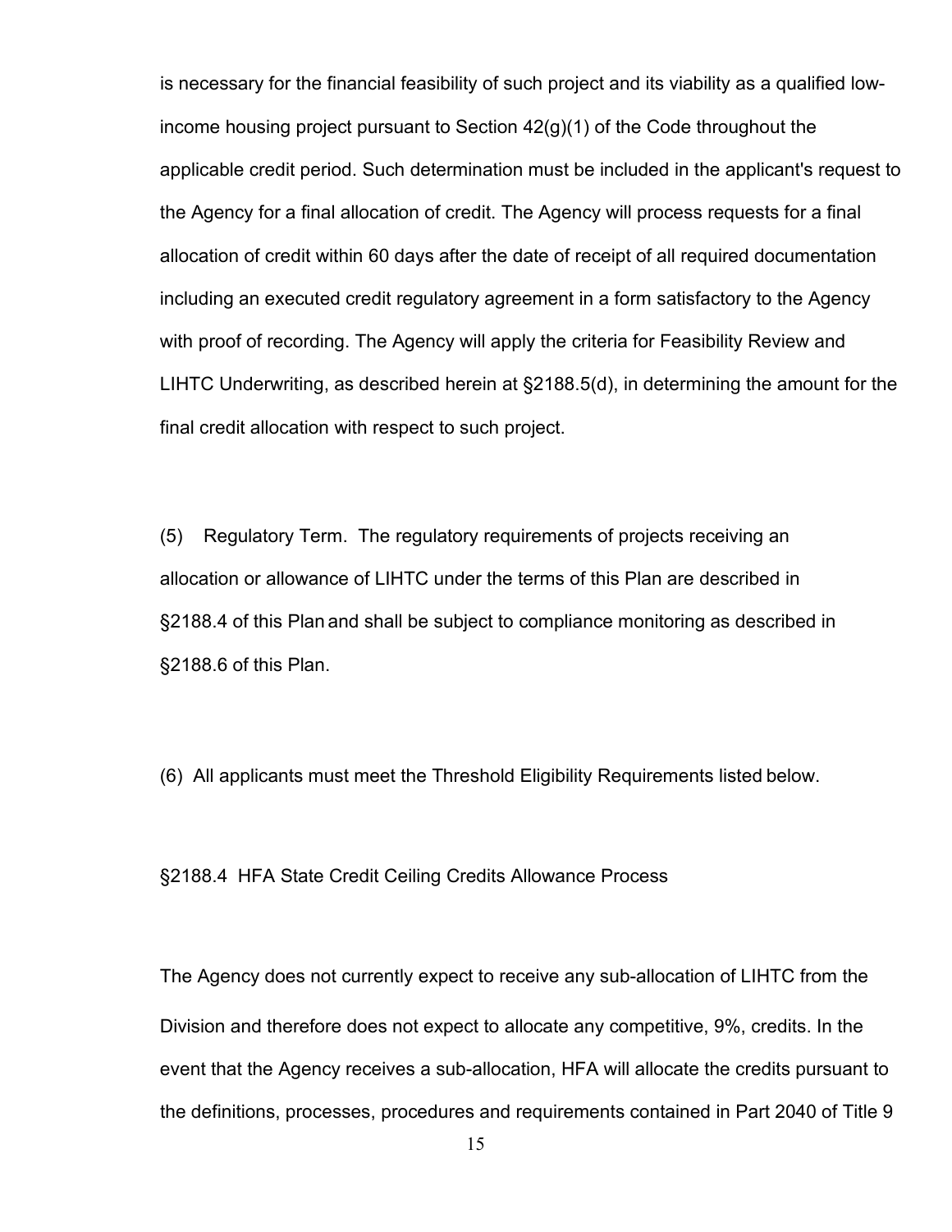is necessary for the financial feasibility of such project and its viability as a qualified low-income housing project pursuant to Section 42(g)(1) of the Code throughout the applicable credit period. Such determination must be included in the applicant's request to the Agency for a final allocation of credit. The Agency will process requests for a final allocation of credit within 60 days after the date of receipt of all required documentation including an executed credit regulatory agreement in a form satisfactory to the Agency with proof of recording. The Agency will apply the criteria for Feasibility Review and LIHTC Underwriting, as described herein at §2188.5(d), in determining the amount for the final credit allocation with respect to such project.

(5) Regulatory Term. The regulatory requirements of projects receiving an allocation or allowance of LIHTC under the terms of this Plan are described in §2188.4 of this Plan and shall be subject to compliance monitoring as described in §2188.6 of this Plan.

(6) All applicants must meet the Threshold Eligibility Requirements listed below.

## §2188.4 HFA State Credit Ceiling Credits Allowance Process

The Agency does not currently expect to receive any sub-allocation of LIHTC from the Division and therefore does not expect to allocate any competitive, 9%, credits. In the event that the Agency receives a sub-allocation, HFA will allocate the credits pursuant to the definitions, processes, procedures and requirements contained in Part 2040 of Title 9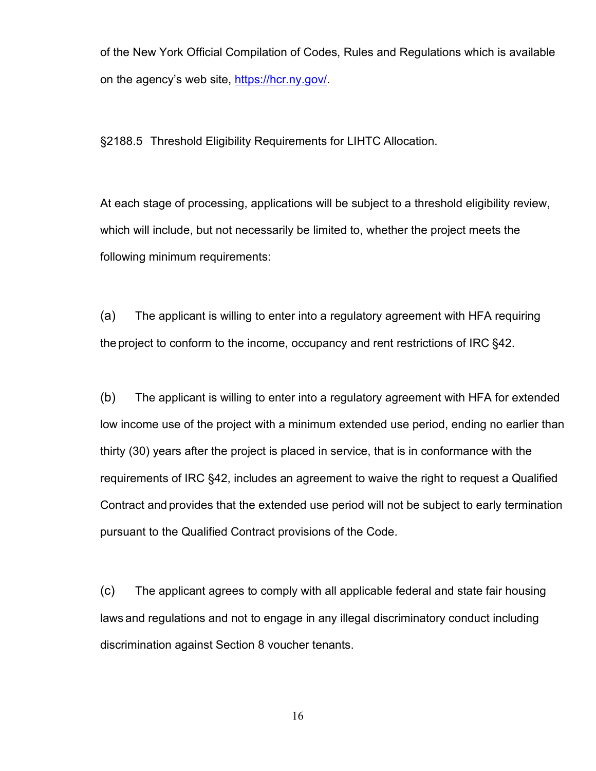of the New York Official Compilation of Codes, Rules and Regulations which is available on the agency's web site, https://hcr.ny.gov/.

§2188.5 Threshold Eligibility Requirements for LIHTC Allocation.

At each stage of processing, applications will be subject to a threshold eligibility review, which will include, but not necessarily be limited to, whether the project meets the following minimum requirements:

(a) The applicant is willing to enter into a regulatory agreement with HFA requiring the project to conform to the income, occupancy and rent restrictions of IRC §42.

(b) The applicant is willing to enter into a regulatory agreement with HFA for extended low income use of the project with a minimum extended use period, ending no earlier than thirty (30) years after the project is placed in service, that is in conformance with the requirements of IRC §42, includes an agreement to waive the right to request a Qualified Contract and provides that the extended use period will not be subject to early termination pursuant to the Qualified Contract provisions of the Code.

(c) The applicant agrees to comply with all applicable federal and state fair housing laws and regulations and not to engage in any illegal discriminatory conduct including discrimination against Section 8 voucher tenants.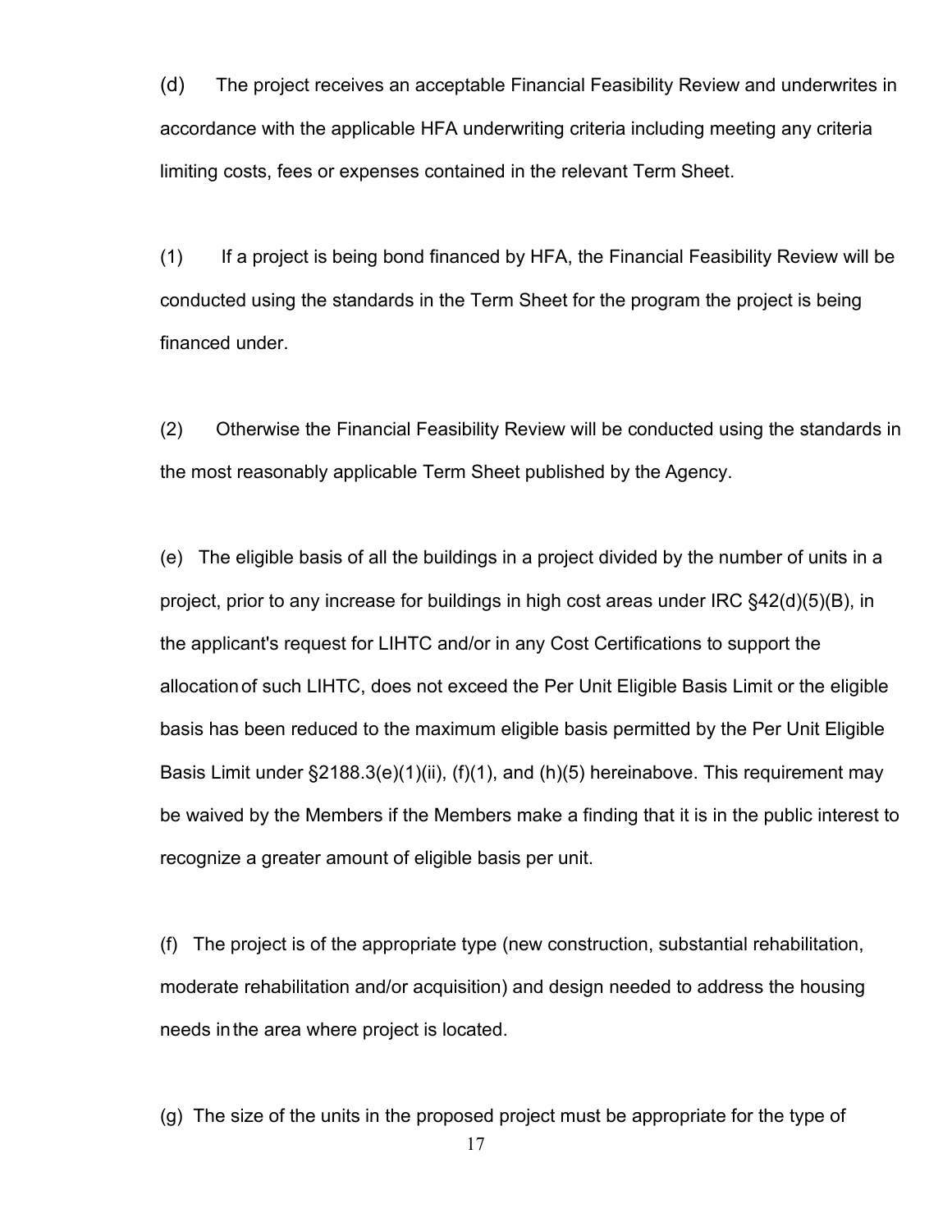(d) The project receives an acceptable Financial Feasibility Review and underwrites in accordance with the applicable HFA underwriting criteria including meeting any criteria limiting costs, fees or expenses contained in the relevant Term Sheet.

(1) If a project is being bond financed by HFA, the Financial Feasibility Review will be conducted using the standards in the Term Sheet for the program the project is being financed under.

(2) Otherwise the Financial Feasibility Review will be conducted using the standards in the most reasonably applicable Term Sheet published by the Agency.

(e) The eligible basis of all the buildings in a project divided by the number of units in a project, prior to any increase for buildings in high cost areas under IRC §42(d)(5)(B), in the applicant's request for LIHTC and/or in any Cost Certifications to support the allocation of such LIHTC, does not exceed the Per Unit Eligible Basis Limit or the eligible basis has been reduced to the maximum eligible basis permitted by the Per Unit Eligible Basis Limit under §2188.3(e)(1)(ii), (f)(1), and (h)(5) hereinabove. This requirement may be waived by the Members if the Members make a finding that it is in the public interest to recognize a greater amount of eligible basis per unit.

(f) The project is of the appropriate type (new construction, substantial rehabilitation, moderate rehabilitation and/or acquisition) and design needed to address the housing needs in the area where project is located.

(g) The size of the units in the proposed project must be appropriate for the type of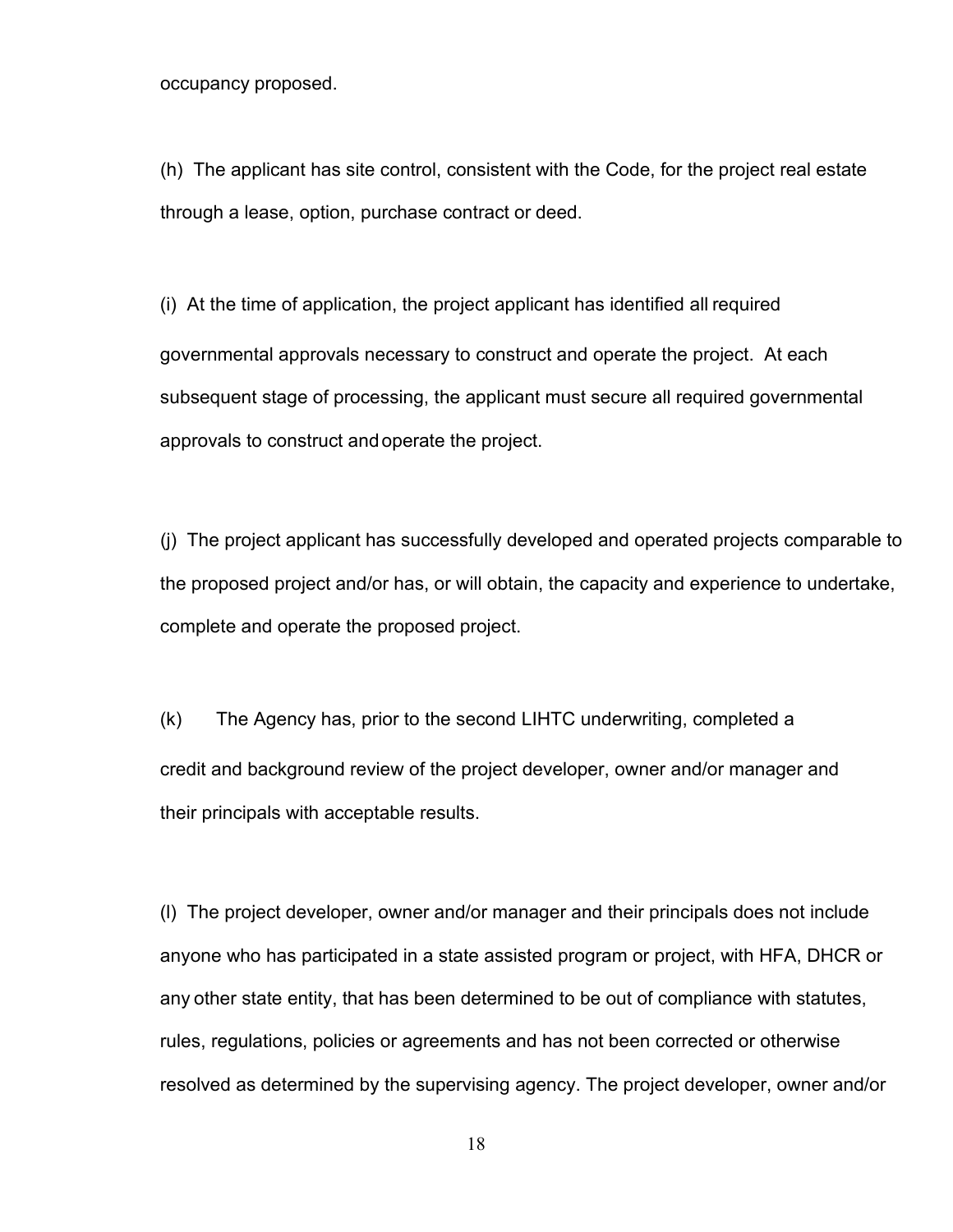occupancy proposed.

(h) The applicant has site control, consistent with the Code, for the project real estate through a lease, option, purchase contract or deed.

(i) At the time of application, the project applicant has identified all required governmental approvals necessary to construct and operate the project. At each subsequent stage of processing, the applicant must secure all required governmental approvals to construct and operate the project.

(j) The project applicant has successfully developed and operated projects comparable to the proposed project and/or has, or will obtain, the capacity and experience to undertake, complete and operate the proposed project.

(k) The Agency has, prior to the second LIHTC underwriting, completed a credit and background review of the project developer, owner and/or manager and their principals with acceptable results.

(l) The project developer, owner and/or manager and their principals does not include anyone who has participated in a state assisted program or project, with HFA, DHCR or any other state entity, that has been determined to be out of compliance with statutes, rules, regulations, policies or agreements and has not been corrected or otherwise resolved as determined by the supervising agency. The project developer, owner and/or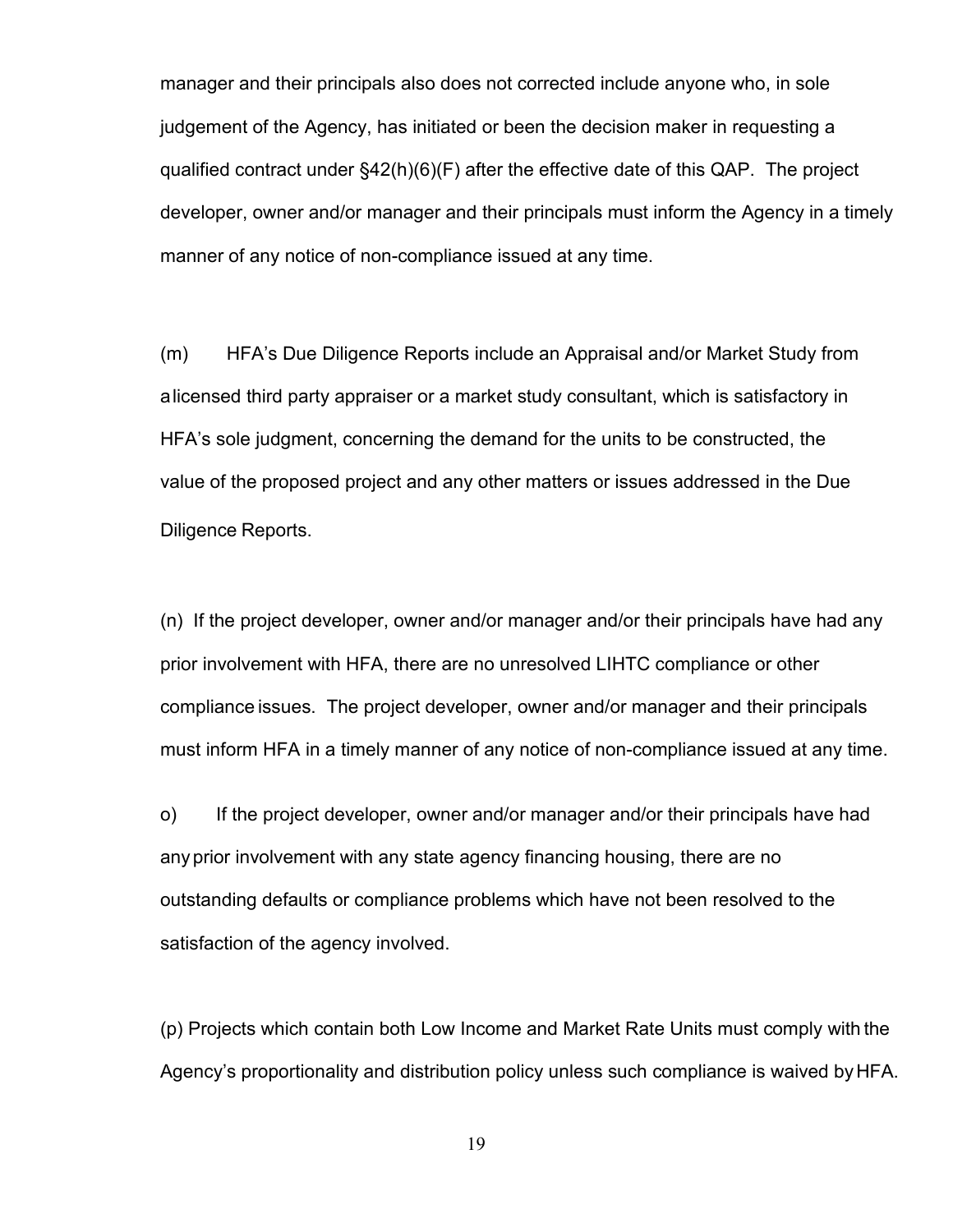manager and their principals also does not corrected include anyone who, in sole judgement of the Agency, has initiated or been the decision maker in requesting a qualified contract under §42(h)(6)(F) after the effective date of this QAP. The project developer, owner and/or manager and their principals must inform the Agency in a timely manner of any notice of non-compliance issued at any time.

(m) HFA's Due Diligence Reports include an Appraisal and/or Market Study from a licensed third party appraiser or a market study consultant, which is satisfactory in HFA's sole judgment, concerning the demand for the units to be constructed, the value of the proposed project and any other matters or issues addressed in the Due Diligence Reports.

(n) If the project developer, owner and/or manager and/or their principals have had any prior involvement with HFA, there are no unresolved LIHTC compliance or other compliance issues. The project developer, owner and/or manager and their principals must inform HFA in a timely manner of any notice of non-compliance issued at any time.

o) If the project developer, owner and/or manager and/or their principals have had any prior involvement with any state agency financing housing, there are no outstanding defaults or compliance problems which have not been resolved to the satisfaction of the agency involved.

(p) Projects which contain both Low Income and Market Rate Units must comply with the Agency's proportionality and distribution policy unless such compliance is waived by HFA.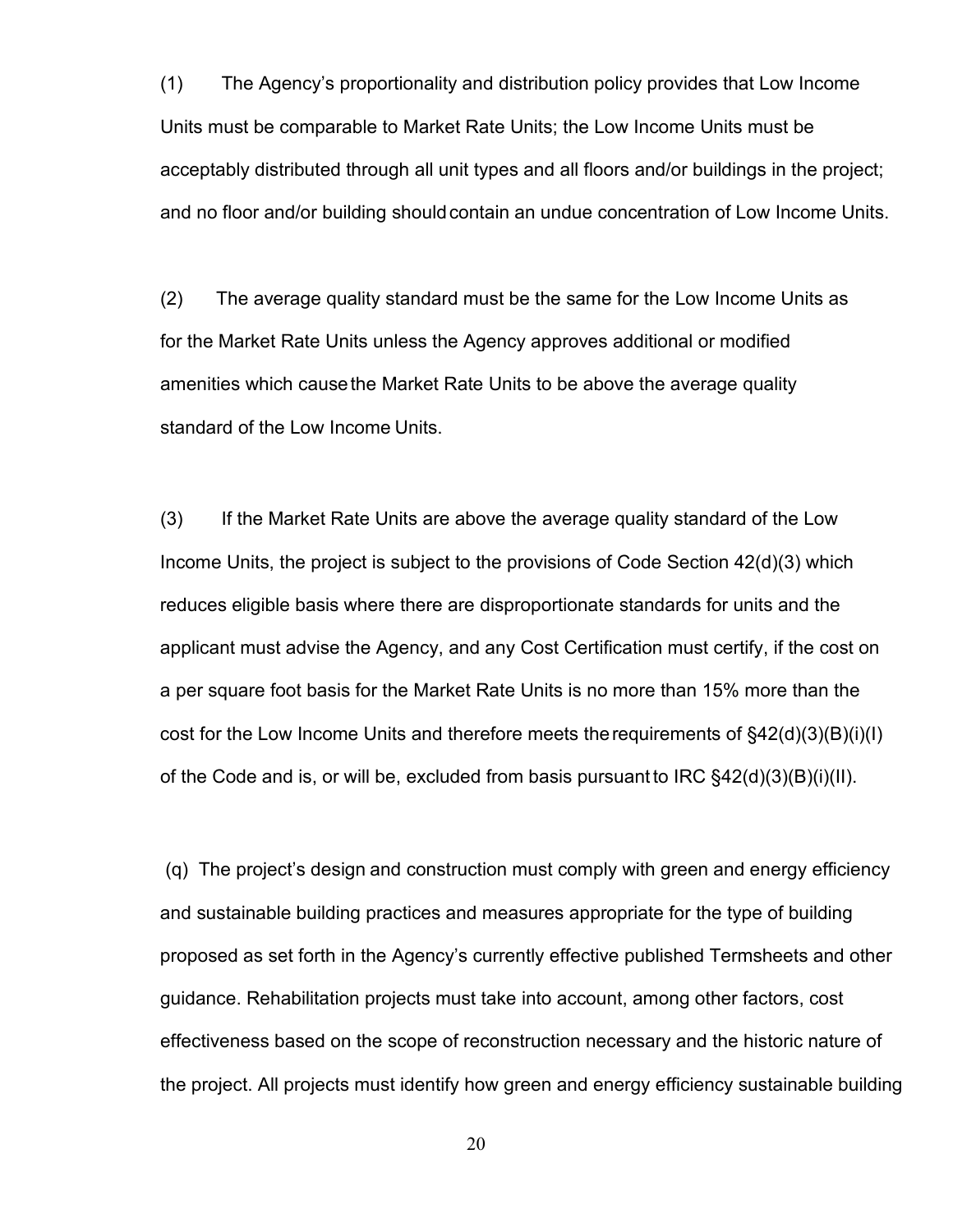(1) The Agency's proportionality and distribution policy provides that Low Income Units must be comparable to Market Rate Units; the Low Income Units must be acceptably distributed through all unit types and all floors and/or buildings in the project; and no floor and/or building should contain an undue concentration of Low Income Units.

(2) The average quality standard must be the same for the Low Income Units as for the Market Rate Units unless the Agency approves additional or modified amenities which cause the Market Rate Units to be above the average quality standard of the Low Income Units.

(3) If the Market Rate Units are above the average quality standard of the Low Income Units, the project is subject to the provisions of Code Section 42(d)(3) which reduces eligible basis where there are disproportionate standards for units and the applicant must advise the Agency, and any Cost Certification must certify, if the cost on a per square foot basis for the Market Rate Units is no more than 15% more than the cost for the Low Income Units and therefore meets the requirements of §42(d)(3)(B)(i)(I) of the Code and is, or will be, excluded from basis pursuant to IRC §42(d)(3)(B)(i)(II).

(q) The project's design and construction must comply with green and energy efficiency and sustainable building practices and measures appropriate for the type of building proposed as set forth in the Agency's currently effective published Termsheets and other guidance. Rehabilitation projects must take into account, among other factors, cost effectiveness based on the scope of reconstruction necessary and the historic nature of the project. All projects must identify how green and energy efficiency sustainable building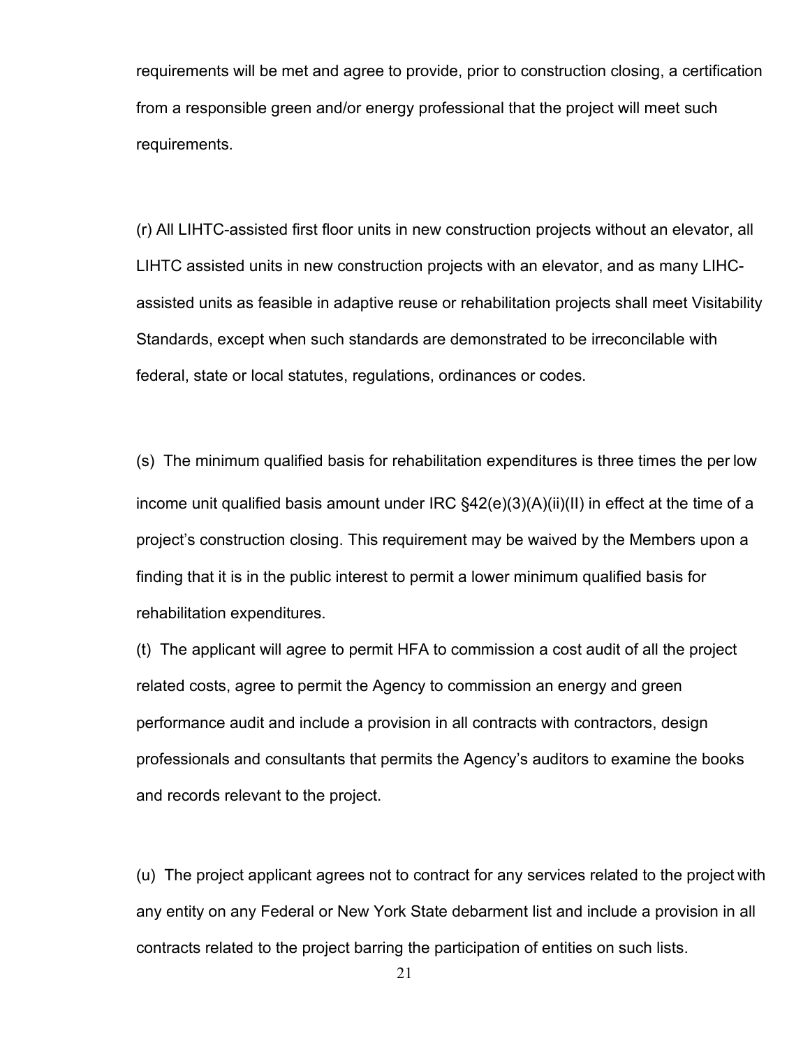requirements will be met and agree to provide, prior to construction closing, a certification from a responsible green and/or energy professional that the project will meet such requirements.

(r) All LIHTC-assisted first floor units in new construction projects without an elevator, all LIHTC assisted units in new construction projects with an elevator, and as many LIHC-assisted units as feasible in adaptive reuse or rehabilitation projects shall meet Visitability Standards, except when such standards are demonstrated to be irreconcilable with federal, state or local statutes, regulations, ordinances or codes.

(s) The minimum qualified basis for rehabilitation expenditures is three times the per low income unit qualified basis amount under IRC §42(e)(3)(A)(ii)(II) in effect at the time of a project's construction closing. This requirement may be waived by the Members upon a finding that it is in the public interest to permit a lower minimum qualified basis for rehabilitation expenditures.

(t) The applicant will agree to permit HFA to commission a cost audit of all the project related costs, agree to permit the Agency to commission an energy and green performance audit and include a provision in all contracts with contractors, design professionals and consultants that permits the Agency's auditors to examine the books and records relevant to the project.

(u) The project applicant agrees not to contract for any services related to the project with any entity on any Federal or New York State debarment list and include a provision in all contracts related to the project barring the participation of entities on such lists.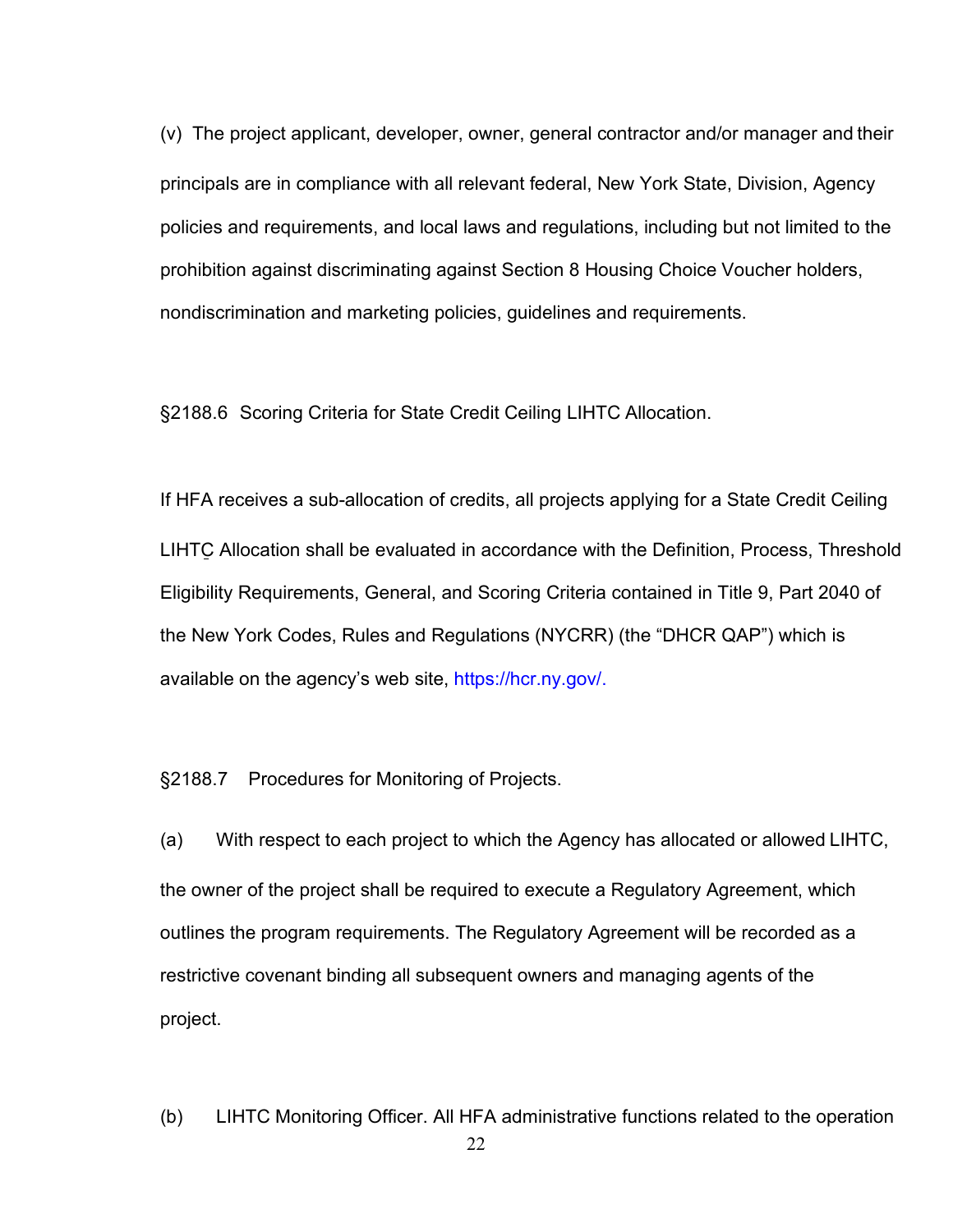(v) The project applicant, developer, owner, general contractor and/or manager and their principals are in compliance with all relevant federal, New York State, Division, Agency policies and requirements, and local laws and regulations, including but not limited to the prohibition against discriminating against Section 8 Housing Choice Voucher holders, nondiscrimination and marketing policies, guidelines and requirements.

§2188.6 Scoring Criteria for State Credit Ceiling LIHTC Allocation.

If HFA receives a sub-allocation of credits, all projects applying for a State Credit Ceiling LIHTC Allocation shall be evaluated in accordance with the Definition, Process, Threshold Eligibility Requirements, General, and Scoring Criteria contained in Title 9, Part 2040 of the New York Codes, Rules and Regulations (NYCRR) (the "DHCR QAP") which is available on the agency's web site, https://hcr.ny.gov/.

§2188.7 Procedures for Monitoring of Projects.

(a) With respect to each project to which the Agency has allocated or allowed LIHTC, the owner of the project shall be required to execute a Regulatory Agreement, which outlines the program requirements. The Regulatory Agreement will be recorded as a restrictive covenant binding all subsequent owners and managing agents of the project.

(b) LIHTC Monitoring Officer. All HFA administrative functions related to the operation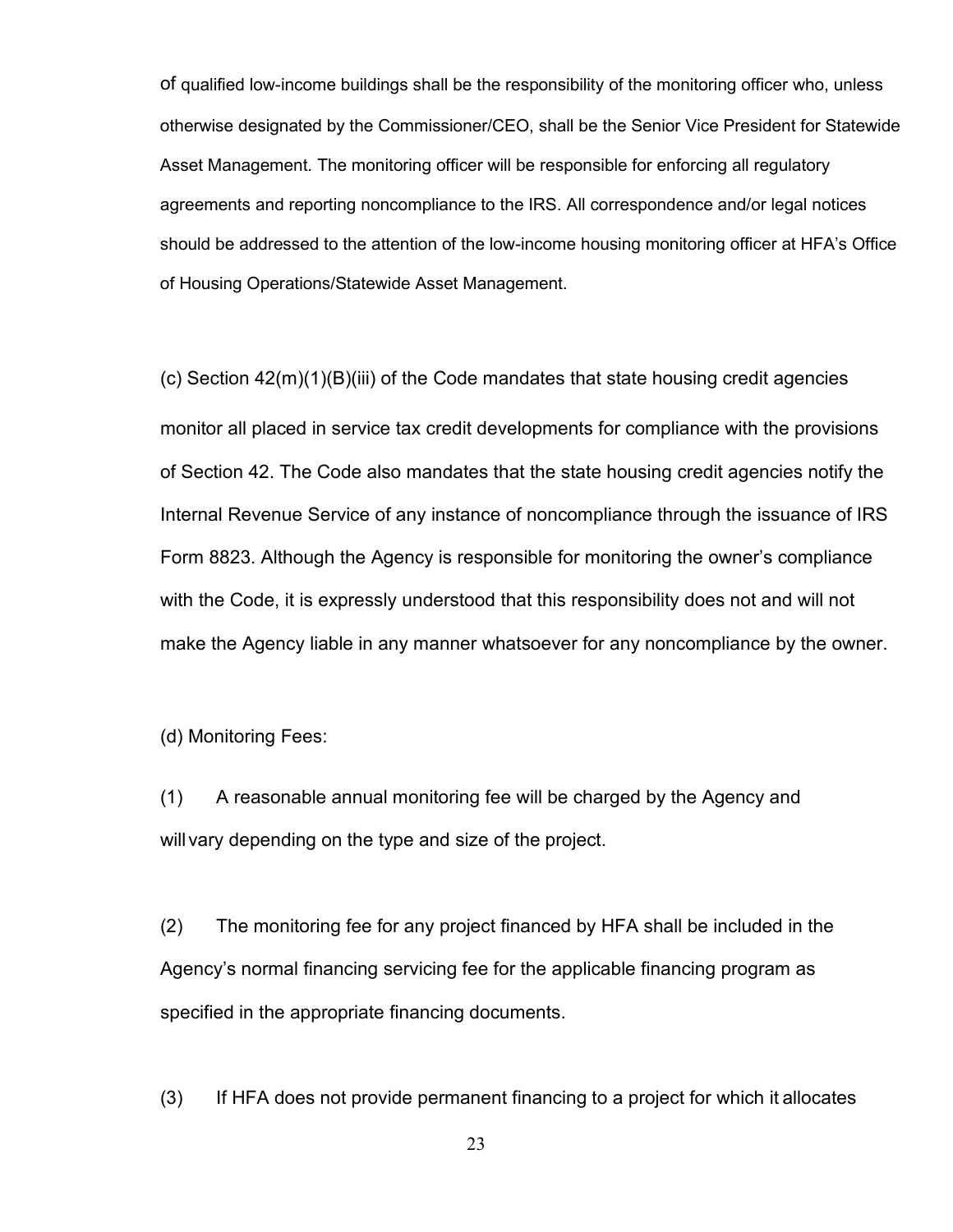of qualified low-income buildings shall be the responsibility of the monitoring officer who, unless otherwise designated by the Commissioner/CEO, shall be the Senior Vice President for Statewide Asset Management. The monitoring officer will be responsible for enforcing all regulatory agreements and reporting noncompliance to the IRS. All correspondence and/or legal notices should be addressed to the attention of the low-income housing monitoring officer at HFA's Office of Housing Operations/Statewide Asset Management.

(c) Section 42(m)(1)(B)(iii) of the Code mandates that state housing credit agencies monitor all placed in service tax credit developments for compliance with the provisions of Section 42. The Code also mandates that the state housing credit agencies notify the Internal Revenue Service of any instance of noncompliance through the issuance of IRS Form 8823. Although the Agency is responsible for monitoring the owner's compliance with the Code, it is expressly understood that this responsibility does not and will not make the Agency liable in any manner whatsoever for any noncompliance by the owner.

(d) Monitoring Fees:

(1) A reasonable annual monitoring fee will be charged by the Agency and will vary depending on the type and size of the project.

(2) The monitoring fee for any project financed by HFA shall be included in the Agency's normal financing servicing fee for the applicable financing program as specified in the appropriate financing documents.

(3) If HFA does not provide permanent financing to a project for which it allocates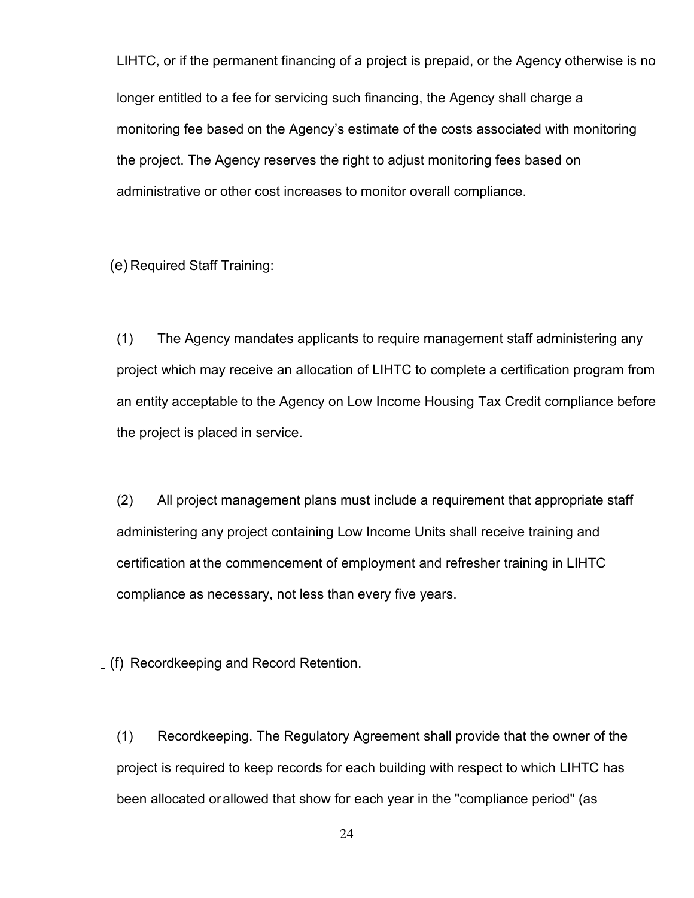LIHTC, or if the permanent financing of a project is prepaid, or the Agency otherwise is no longer entitled to a fee for servicing such financing, the Agency shall charge a monitoring fee based on the Agency's estimate of the costs associated with monitoring the project. The Agency reserves the right to adjust monitoring fees based on administrative or other cost increases to monitor overall compliance.

(e) Required Staff Training:

(1) The Agency mandates applicants to require management staff administering any project which may receive an allocation of LIHTC to complete a certification program from an entity acceptable to the Agency on Low Income Housing Tax Credit compliance before the project is placed in service.

(2) All project management plans must include a requirement that appropriate staff administering any project containing Low Income Units shall receive training and certification at the commencement of employment and refresher training in LIHTC compliance as necessary, not less than every five years.

(f) Recordkeeping and Record Retention.

(1) Recordkeeping. The Regulatory Agreement shall provide that the owner of the project is required to keep records for each building with respect to which LIHTC has been allocated or allowed that show for each year in the "compliance period" (as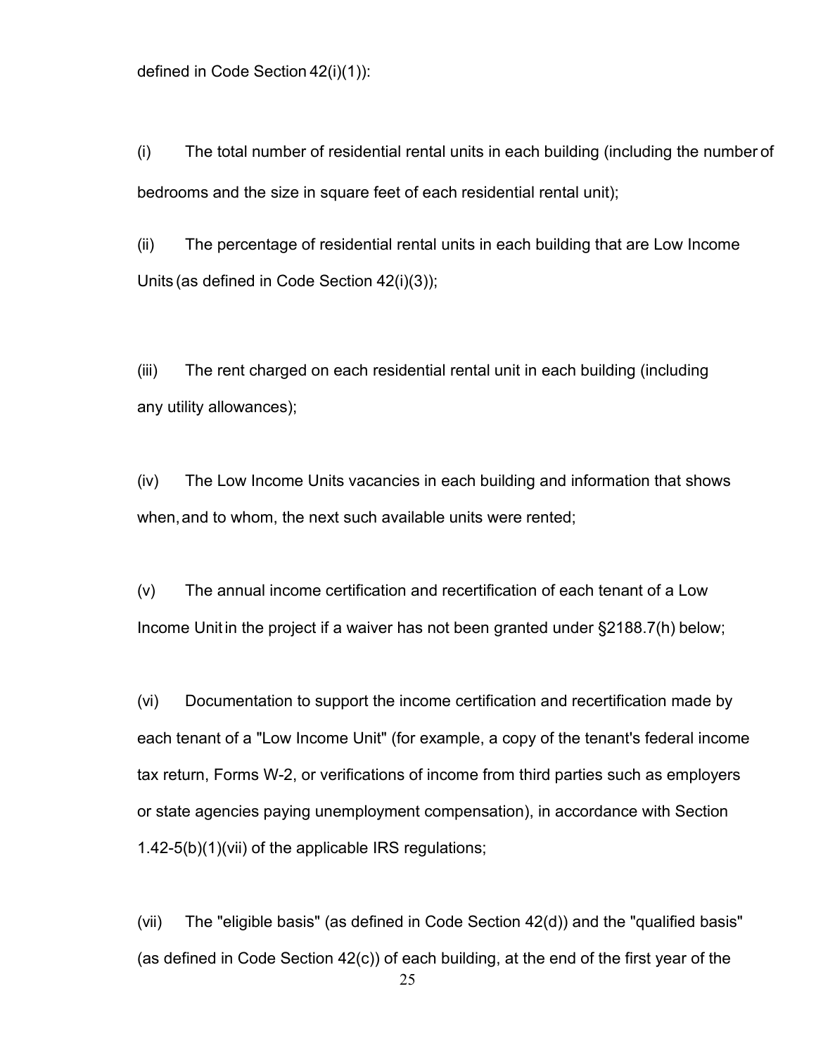defined in Code Section 42(i)(1)):

(i) The total number of residential rental units in each building (including the number of bedrooms and the size in square feet of each residential rental unit);

(ii) The percentage of residential rental units in each building that are Low Income Units (as defined in Code Section 42(i)(3));

(iii) The rent charged on each residential rental unit in each building (including any utility allowances);

(iv) The Low Income Units vacancies in each building and information that shows when, and to whom, the next such available units were rented;

(v) The annual income certification and recertification of each tenant of a Low Income Unit in the project if a waiver has not been granted under §2188.7(h) below;

(vi) Documentation to support the income certification and recertification made by each tenant of a "Low Income Unit" (for example, a copy of the tenant's federal income tax return, Forms W-2, or verifications of income from third parties such as employers or state agencies paying unemployment compensation), in accordance with Section 1.42-5(b)(1)(vii) of the applicable IRS regulations;

(vii) The "eligible basis" (as defined in Code Section 42(d)) and the "qualified basis" (as defined in Code Section 42(c)) of each building, at the end of the first year of the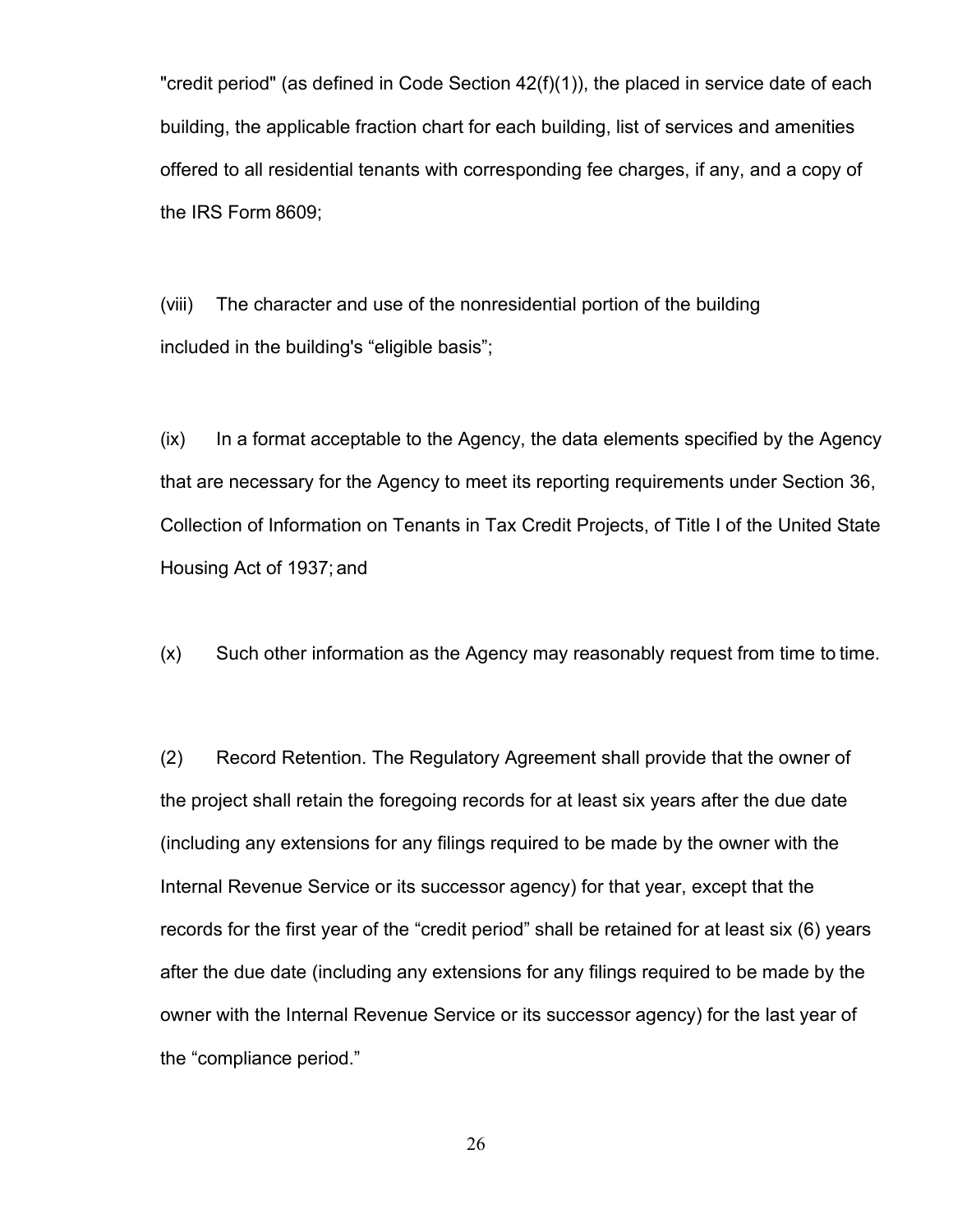"credit period" (as defined in Code Section 42(f)(1)), the placed in service date of each building, the applicable fraction chart for each building, list of services and amenities offered to all residential tenants with corresponding fee charges, if any, and a copy of the IRS Form 8609;

(viii) The character and use of the nonresidential portion of the building included in the building's “eligible basis”;

(ix) In a format acceptable to the Agency, the data elements specified by the Agency that are necessary for the Agency to meet its reporting requirements under Section 36, Collection of Information on Tenants in Tax Credit Projects, of Title I of the United State Housing Act of 1937; and

(x) Such other information as the Agency may reasonably request from time to time.

(2) Record Retention. The Regulatory Agreement shall provide that the owner of the project shall retain the foregoing records for at least six years after the due date (including any extensions for any filings required to be made by the owner with the Internal Revenue Service or its successor agency) for that year, except that the records for the first year of the “credit period” shall be retained for at least six (6) years after the due date (including any extensions for any filings required to be made by the owner with the Internal Revenue Service or its successor agency) for the last year of the “compliance period.”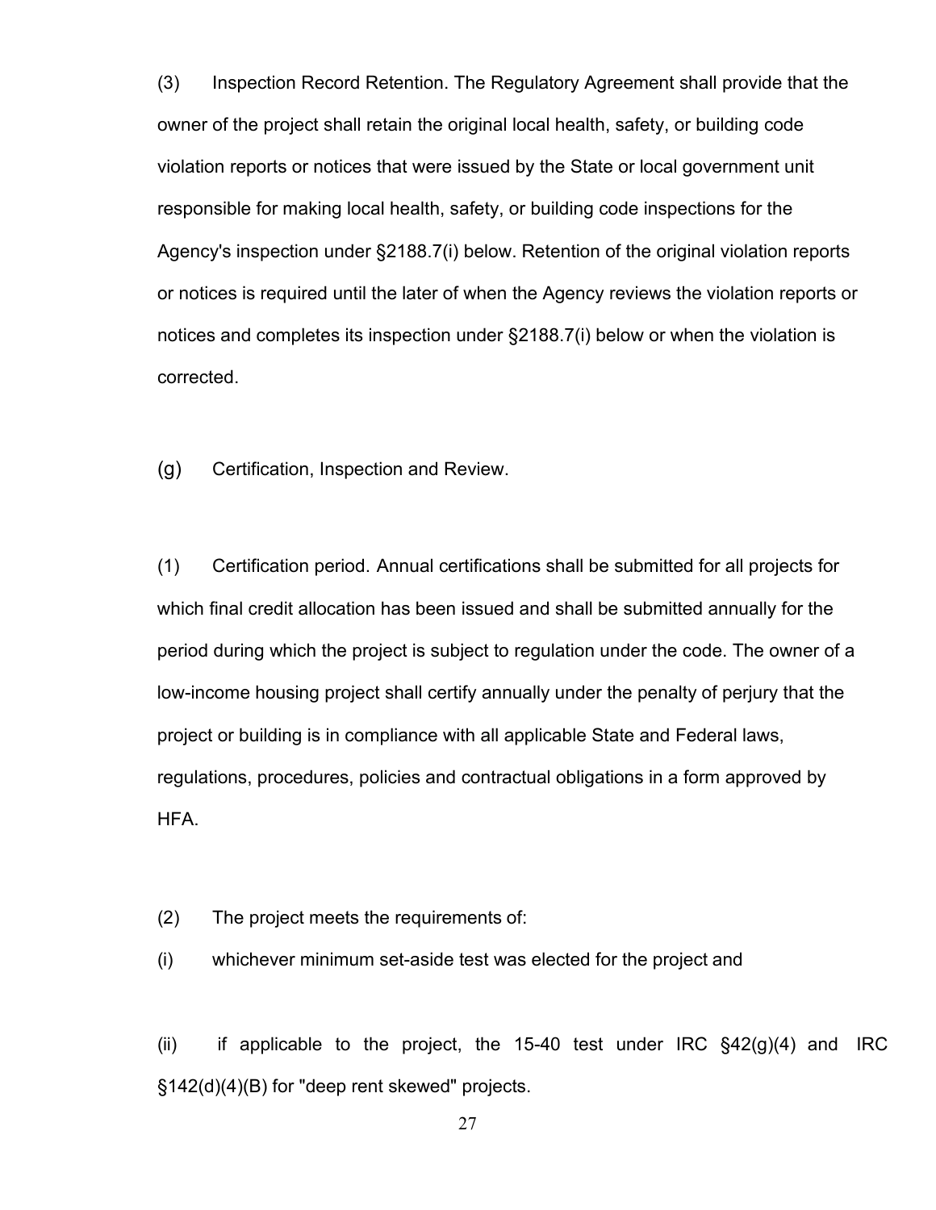(3) Inspection Record Retention. The Regulatory Agreement shall provide that the owner of the project shall retain the original local health, safety, or building code violation reports or notices that were issued by the State or local government unit responsible for making local health, safety, or building code inspections for the Agency's inspection under §2188.7(i) below. Retention of the original violation reports or notices is required until the later of when the Agency reviews the violation reports or notices and completes its inspection under §2188.7(i) below or when the violation is corrected.

(g) Certification, Inspection and Review.

(1) Certification period. Annual certifications shall be submitted for all projects for which final credit allocation has been issued and shall be submitted annually for the period during which the project is subject to regulation under the code. The owner of a low-income housing project shall certify annually under the penalty of perjury that the project or building is in compliance with all applicable State and Federal laws, regulations, procedures, policies and contractual obligations in a form approved by HFA.

(2) The project meets the requirements of:

(i) whichever minimum set-aside test was elected for the project and

(ii) if applicable to the project, the 15-40 test under IRC §42(g)(4) and IRC §142(d)(4)(B) for "deep rent skewed" projects.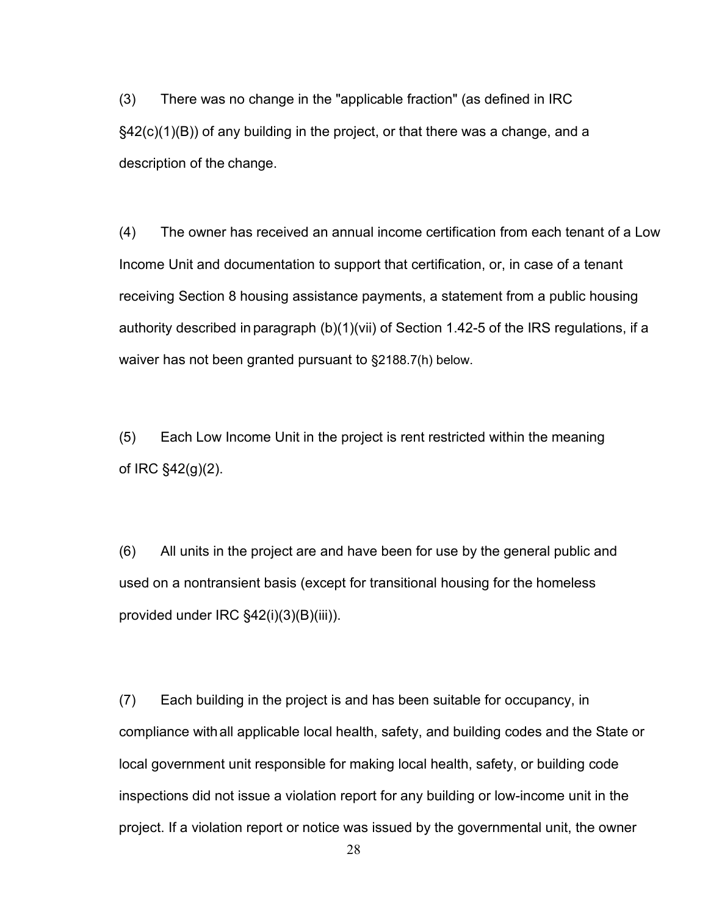(3) There was no change in the "applicable fraction" (as defined in IRC §42(c)(1)(B)) of any building in the project, or that there was a change, and a description of the change.

(4) The owner has received an annual income certification from each tenant of a Low Income Unit and documentation to support that certification, or, in case of a tenant receiving Section 8 housing assistance payments, a statement from a public housing authority described in paragraph (b)(1)(vii) of Section 1.42-5 of the IRS regulations, if a waiver has not been granted pursuant to §2188.7(h) below.

(5) Each Low Income Unit in the project is rent restricted within the meaning of IRC §42(g)(2).

(6) All units in the project are and have been for use by the general public and used on a nontransient basis (except for transitional housing for the homeless provided under IRC §42(i)(3)(B)(iii)).

(7) Each building in the project is and has been suitable for occupancy, in compliance with all applicable local health, safety, and building codes and the State or local government unit responsible for making local health, safety, or building code inspections did not issue a violation report for any building or low-income unit in the project. If a violation report or notice was issued by the governmental unit, the owner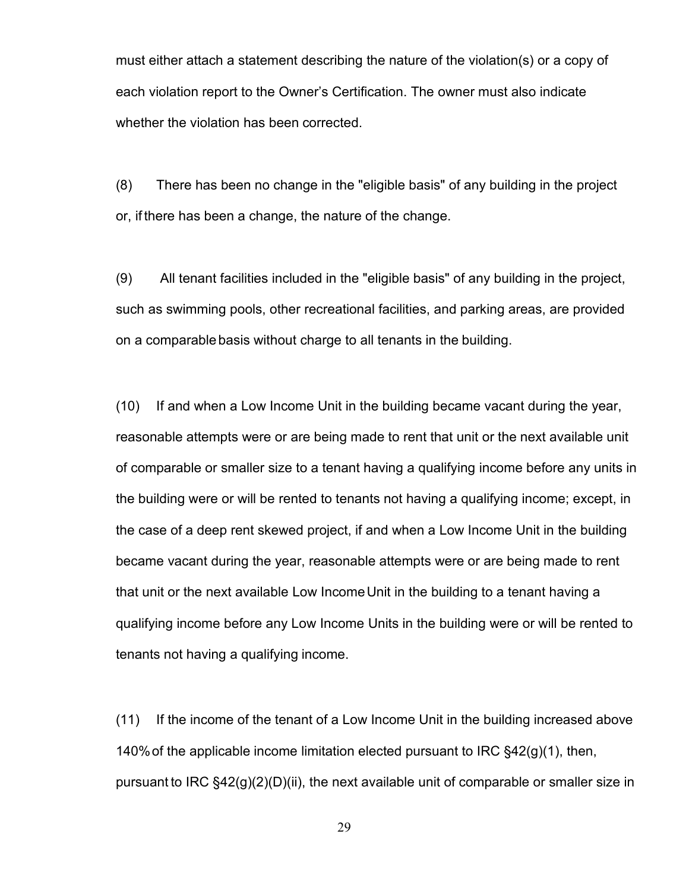must either attach a statement describing the nature of the violation(s) or a copy of each violation report to the Owner's Certification. The owner must also indicate whether the violation has been corrected.

(8) There has been no change in the "eligible basis" of any building in the project or, if there has been a change, the nature of the change.

(9) All tenant facilities included in the "eligible basis" of any building in the project, such as swimming pools, other recreational facilities, and parking areas, are provided on a comparable basis without charge to all tenants in the building.

(10) If and when a Low Income Unit in the building became vacant during the year, reasonable attempts were or are being made to rent that unit or the next available unit of comparable or smaller size to a tenant having a qualifying income before any units in the building were or will be rented to tenants not having a qualifying income; except, in the case of a deep rent skewed project, if and when a Low Income Unit in the building became vacant during the year, reasonable attempts were or are being made to rent that unit or the next available Low Income Unit in the building to a tenant having a qualifying income before any Low Income Units in the building were or will be rented to tenants not having a qualifying income.

(11) If the income of the tenant of a Low Income Unit in the building increased above 140% of the applicable income limitation elected pursuant to IRC §42(g)(1), then, pursuant to IRC §42(g)(2)(D)(ii), the next available unit of comparable or smaller size in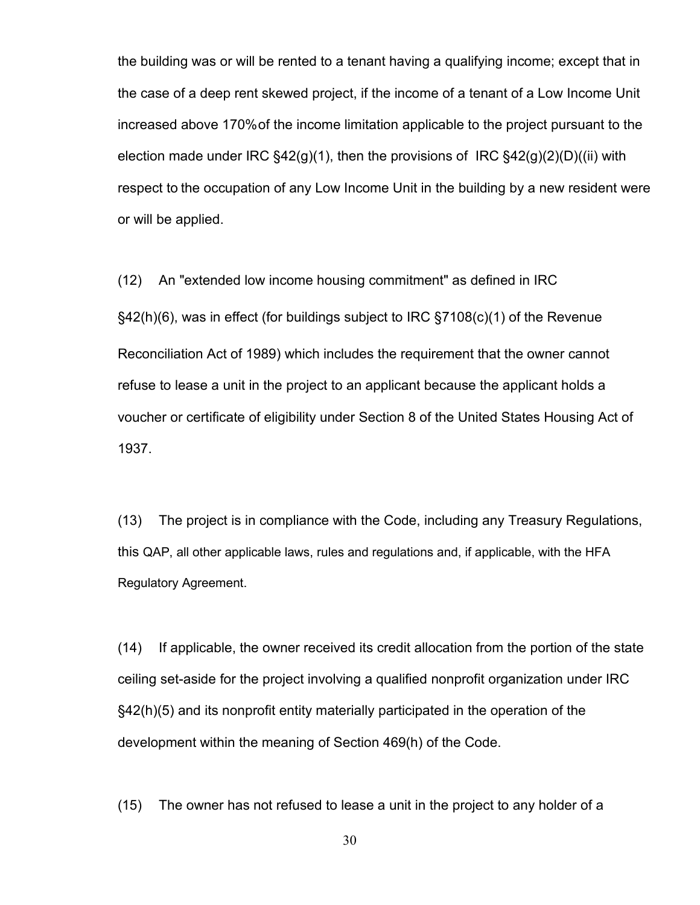the building was or will be rented to a tenant having a qualifying income; except that in the case of a deep rent skewed project, if the income of a tenant of a Low Income Unit increased above 170% of the income limitation applicable to the project pursuant to the election made under IRC §42(g)(1), then the provisions of IRC §42(g)(2)(D)((ii) with respect to the occupation of any Low Income Unit in the building by a new resident were or will be applied.

(12) An "extended low income housing commitment" as defined in IRC §42(h)(6), was in effect (for buildings subject to IRC §7108(c)(1) of the Revenue Reconciliation Act of 1989) which includes the requirement that the owner cannot refuse to lease a unit in the project to an applicant because the applicant holds a voucher or certificate of eligibility under Section 8 of the United States Housing Act of 1937.

(13) The project is in compliance with the Code, including any Treasury Regulations, this QAP, all other applicable laws, rules and regulations and, if applicable, with the HFA Regulatory Agreement.

(14) If applicable, the owner received its credit allocation from the portion of the state ceiling set-aside for the project involving a qualified nonprofit organization under IRC §42(h)(5) and its nonprofit entity materially participated in the operation of the development within the meaning of Section 469(h) of the Code.

(15) The owner has not refused to lease a unit in the project to any holder of a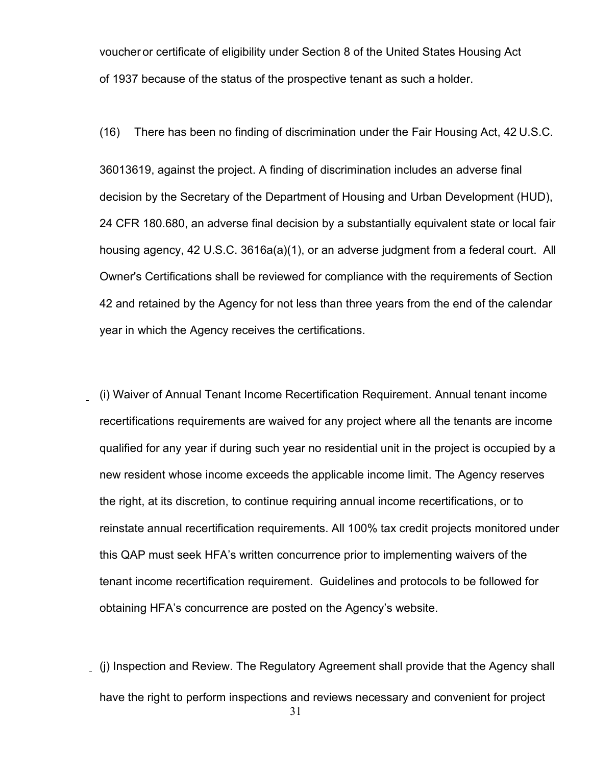voucher or certificate of eligibility under Section 8 of the United States Housing Act of 1937 because of the status of the prospective tenant as such a holder.

(16) There has been no finding of discrimination under the Fair Housing Act, 42 U.S.C. 36013619, against the project. A finding of discrimination includes an adverse final decision by the Secretary of the Department of Housing and Urban Development (HUD), 24 CFR 180.680, an adverse final decision by a substantially equivalent state or local fair housing agency, 42 U.S.C. 3616a(a)(1), or an adverse judgment from a federal court. All Owner's Certifications shall be reviewed for compliance with the requirements of Section 42 and retained by the Agency for not less than three years from the end of the calendar year in which the Agency receives the certifications.

(i) Waiver of Annual Tenant Income Recertification Requirement. Annual tenant income recertifications requirements are waived for any project where all the tenants are income qualified for any year if during such year no residential unit in the project is occupied by a new resident whose income exceeds the applicable income limit. The Agency reserves the right, at its discretion, to continue requiring annual income recertifications, or to reinstate annual recertification requirements. All 100% tax credit projects monitored under this QAP must seek HFA's written concurrence prior to implementing waivers of the tenant income recertification requirement. Guidelines and protocols to be followed for obtaining HFA's concurrence are posted on the Agency's website.

(j) Inspection and Review. The Regulatory Agreement shall provide that the Agency shall have the right to perform inspections and reviews necessary and convenient for project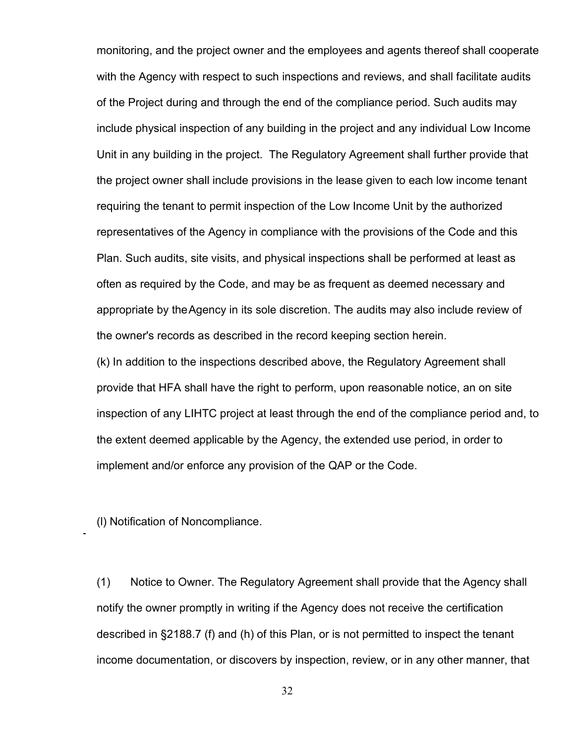monitoring, and the project owner and the employees and agents thereof shall cooperate with the Agency with respect to such inspections and reviews, and shall facilitate audits of the Project during and through the end of the compliance period. Such audits may include physical inspection of any building in the project and any individual Low Income Unit in any building in the project. The Regulatory Agreement shall further provide that the project owner shall include provisions in the lease given to each low income tenant requiring the tenant to permit inspection of the Low Income Unit by the authorized representatives of the Agency in compliance with the provisions of the Code and this Plan. Such audits, site visits, and physical inspections shall be performed at least as often as required by the Code, and may be as frequent as deemed necessary and appropriate by the Agency in its sole discretion. The audits may also include review of the owner's records as described in the record keeping section herein.

(k) In addition to the inspections described above, the Regulatory Agreement shall provide that HFA shall have the right to perform, upon reasonable notice, an on site inspection of any LIHTC project at least through the end of the compliance period and, to the extent deemed applicable by the Agency, the extended use period, in order to implement and/or enforce any provision of the QAP or the Code.

(l) Notification of Noncompliance.

(1) Notice to Owner. The Regulatory Agreement shall provide that the Agency shall notify the owner promptly in writing if the Agency does not receive the certification described in §2188.7 (f) and (h) of this Plan, or is not permitted to inspect the tenant income documentation, or discovers by inspection, review, or in any other manner, that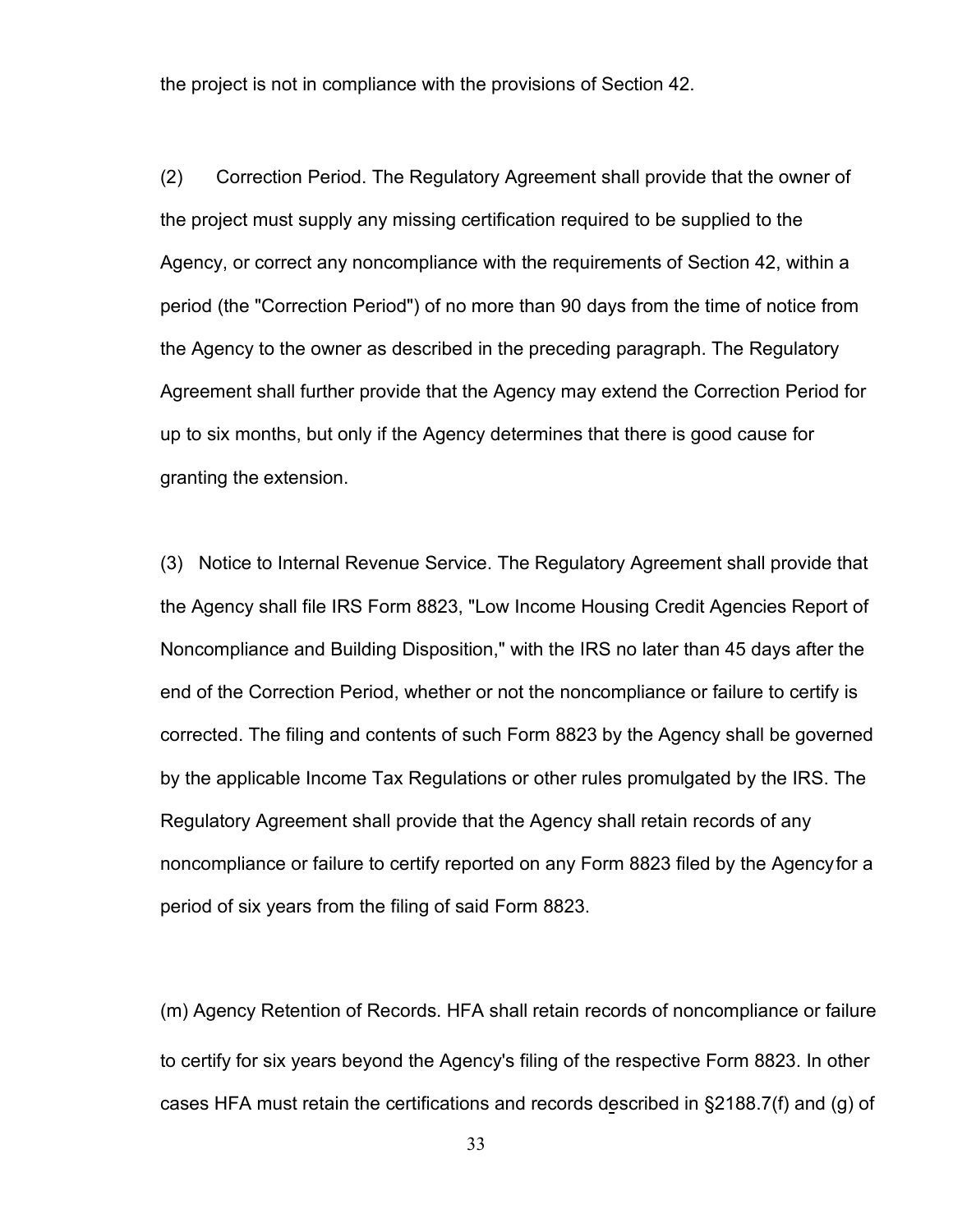the project is not in compliance with the provisions of Section 42.

(2) Correction Period. The Regulatory Agreement shall provide that the owner of the project must supply any missing certification required to be supplied to the Agency, or correct any noncompliance with the requirements of Section 42, within a period (the "Correction Period") of no more than 90 days from the time of notice from the Agency to the owner as described in the preceding paragraph. The Regulatory Agreement shall further provide that the Agency may extend the Correction Period for up to six months, but only if the Agency determines that there is good cause for granting the extension.

(3) Notice to Internal Revenue Service. The Regulatory Agreement shall provide that the Agency shall file IRS Form 8823, "Low Income Housing Credit Agencies Report of Noncompliance and Building Disposition," with the IRS no later than 45 days after the end of the Correction Period, whether or not the noncompliance or failure to certify is corrected. The filing and contents of such Form 8823 by the Agency shall be governed by the applicable Income Tax Regulations or other rules promulgated by the IRS. The Regulatory Agreement shall provide that the Agency shall retain records of any noncompliance or failure to certify reported on any Form 8823 filed by the Agency for a period of six years from the filing of said Form 8823.

(m) Agency Retention of Records. HFA shall retain records of noncompliance or failure to certify for six years beyond the Agency's filing of the respective Form 8823. In other cases HFA must retain the certifications and records described in §2188.7(f) and (g) of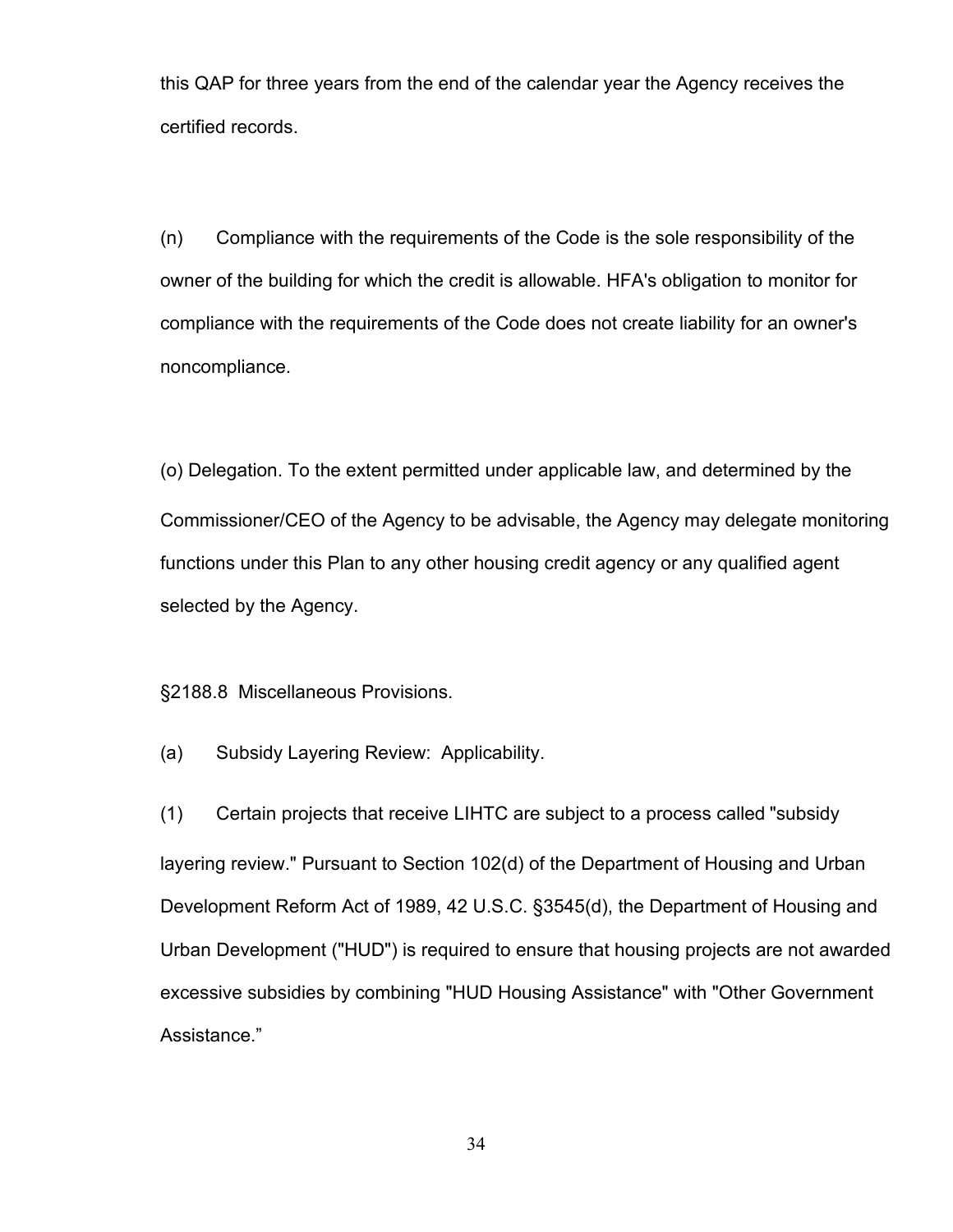this QAP for three years from the end of the calendar year the Agency receives the certified records.

(n) Compliance with the requirements of the Code is the sole responsibility of the owner of the building for which the credit is allowable. HFA's obligation to monitor for compliance with the requirements of the Code does not create liability for an owner's noncompliance.

(o) Delegation. To the extent permitted under applicable law, and determined by the Commissioner/CEO of the Agency to be advisable, the Agency may delegate monitoring functions under this Plan to any other housing credit agency or any qualified agent selected by the Agency.

§2188.8 Miscellaneous Provisions.

(a) Subsidy Layering Review: Applicability.

(1) Certain projects that receive LIHTC are subject to a process called "subsidy layering review." Pursuant to Section 102(d) of the Department of Housing and Urban Development Reform Act of 1989, 42 U.S.C. §3545(d), the Department of Housing and Urban Development ("HUD") is required to ensure that housing projects are not awarded excessive subsidies by combining "HUD Housing Assistance" with "Other Government Assistance."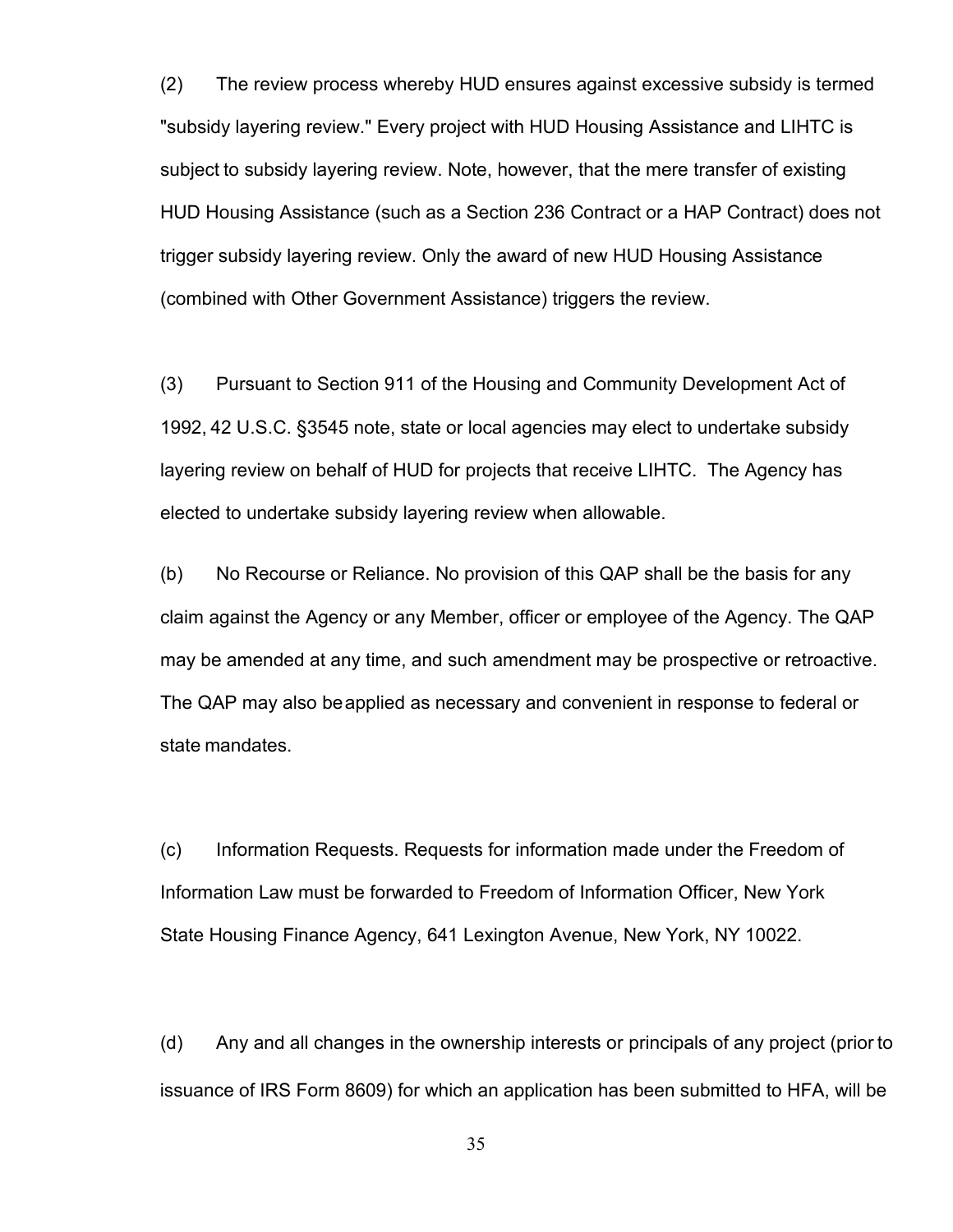(2) The review process whereby HUD ensures against excessive subsidy is termed "subsidy layering review." Every project with HUD Housing Assistance and LIHTC is subject to subsidy layering review. Note, however, that the mere transfer of existing HUD Housing Assistance (such as a Section 236 Contract or a HAP Contract) does not trigger subsidy layering review. Only the award of new HUD Housing Assistance (combined with Other Government Assistance) triggers the review.

(3) Pursuant to Section 911 of the Housing and Community Development Act of 1992, 42 U.S.C. §3545 note, state or local agencies may elect to undertake subsidy layering review on behalf of HUD for projects that receive LIHTC. The Agency has elected to undertake subsidy layering review when allowable.

(b) No Recourse or Reliance. No provision of this QAP shall be the basis for any claim against the Agency or any Member, officer or employee of the Agency. The QAP may be amended at any time, and such amendment may be prospective or retroactive. The QAP may also be applied as necessary and convenient in response to federal or state mandates.

(c) Information Requests. Requests for information made under the Freedom of Information Law must be forwarded to Freedom of Information Officer, New York State Housing Finance Agency, 641 Lexington Avenue, New York, NY 10022.

(d) Any and all changes in the ownership interests or principals of any project (prior to issuance of IRS Form 8609) for which an application has been submitted to HFA, will be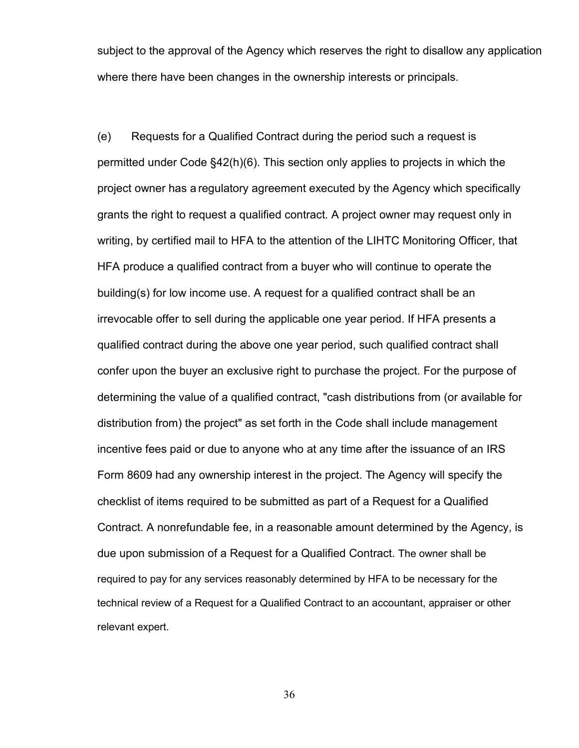subject to the approval of the Agency which reserves the right to disallow any application where there have been changes in the ownership interests or principals.

(e) Requests for a Qualified Contract during the period such a request is permitted under Code §42(h)(6). This section only applies to projects in which the project owner has a regulatory agreement executed by the Agency which specifically grants the right to request a qualified contract. A project owner may request only in writing, by certified mail to HFA to the attention of the LIHTC Monitoring Officer, that HFA produce a qualified contract from a buyer who will continue to operate the building(s) for low income use. A request for a qualified contract shall be an irrevocable offer to sell during the applicable one year period. If HFA presents a qualified contract during the above one year period, such qualified contract shall confer upon the buyer an exclusive right to purchase the project. For the purpose of determining the value of a qualified contract, "cash distributions from (or available for distribution from) the project" as set forth in the Code shall include management incentive fees paid or due to anyone who at any time after the issuance of an IRS Form 8609 had any ownership interest in the project. The Agency will specify the checklist of items required to be submitted as part of a Request for a Qualified Contract. A nonrefundable fee, in a reasonable amount determined by the Agency, is due upon submission of a Request for a Qualified Contract. The owner shall be required to pay for any services reasonably determined by HFA to be necessary for the technical review of a Request for a Qualified Contract to an accountant, appraiser or other relevant expert.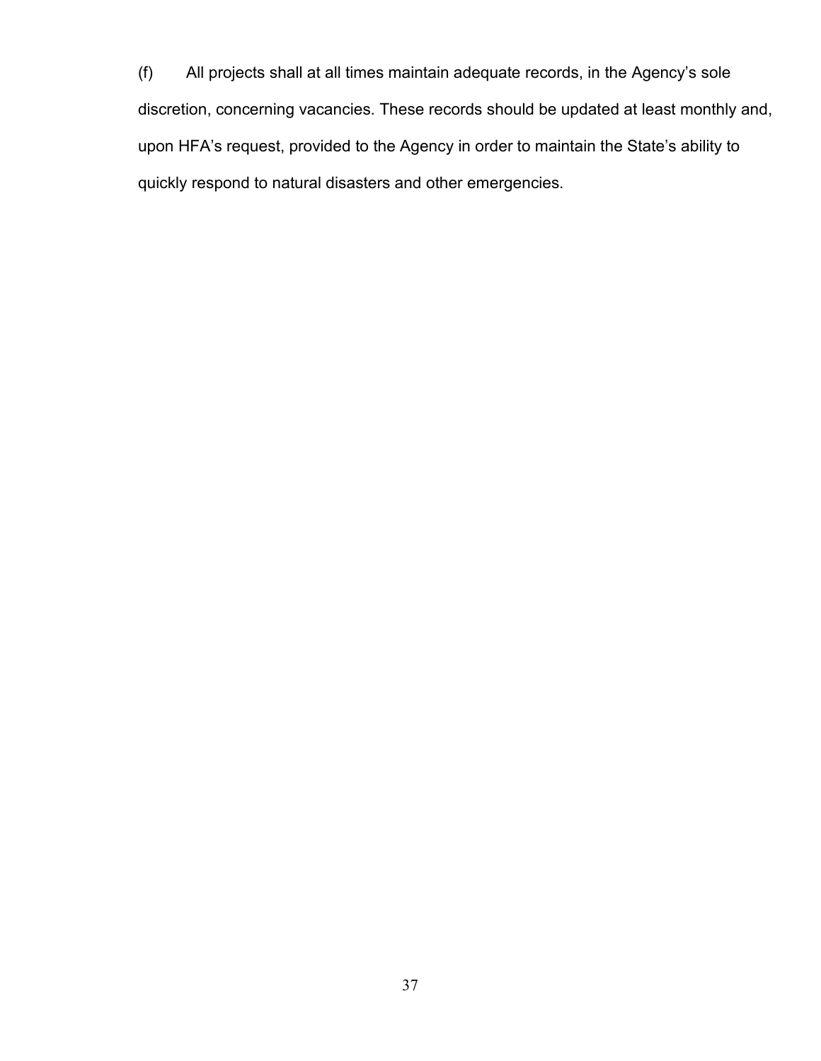(f) All projects shall at all times maintain adequate records, in the Agency's sole discretion, concerning vacancies. These records should be updated at least monthly and, upon HFA's request, provided to the Agency in order to maintain the State's ability to quickly respond to natural disasters and other emergencies.